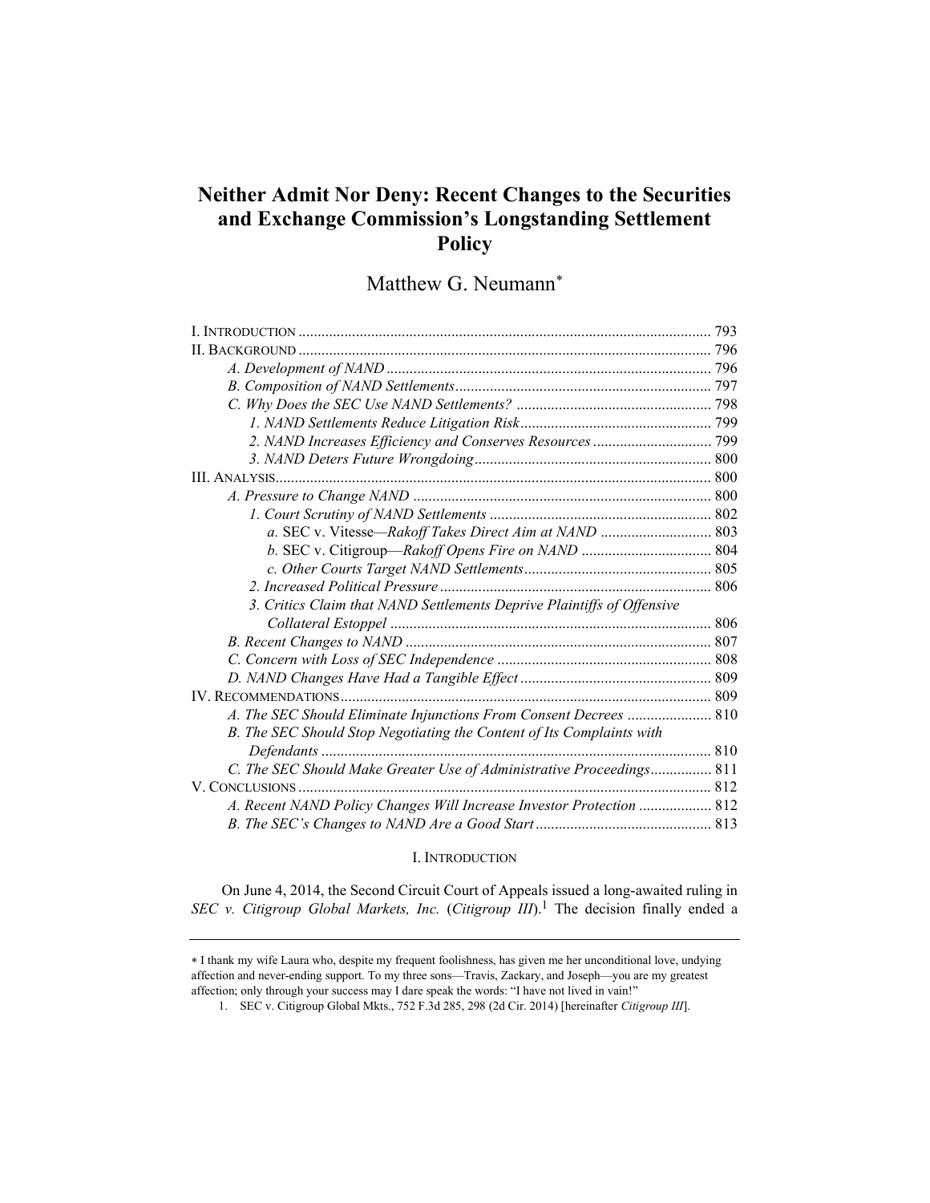# Neither Admit Nor Deny: Recent Changes to the Securities and Exchange Commission's Longstanding Settlement Policy

Matthew G. Neumann*

I. INTRODUCTION ........................................................................................................... 793
II. BACKGROUND ........................................................................................................... 796
  A. *Development of NAND* .................................................................................... 796
  B. *Composition of NAND Settlements* .................................................................. 797
  C. *Why Does the SEC Use NAND Settlements?* .................................................. 798
    1. *NAND Settlements Reduce Litigation Risk* .................................................. 799
    2. *NAND Increases Efficiency and Conserves Resources* ............................... 799
    3. *NAND Deters Future Wrongdoing* ............................................................. 800
III. ANALYSIS ................................................................................................................. 800
  A. *Pressure to Change NAND* ............................................................................. 800
    1. *Court Scrutiny of NAND Settlements* .......................................................... 802
      a. SEC v. Vitesse—*Rakoff Takes Direct Aim at NAND* ............................ 803
      b. SEC v. Citigroup—*Rakoff Opens Fire on NAND* ................................. 804
      c. *Other Courts Target NAND Settlements* ................................................ 805
    2. *Increased Political Pressure* ....................................................................... 806
    3. *Critics Claim that NAND Settlements Deprive Plaintiffs of Offensive Collateral Estoppel* ................................................................................... 806
  B. *Recent Changes to NAND* ............................................................................... 807
  C. *Concern with Loss of SEC Independence* ........................................................ 808
  D. *NAND Changes Have Had a Tangible Effect* ................................................. 809
IV. RECOMMENDATIONS ................................................................................................ 809
  A. *The SEC Should Eliminate Injunctions From Consent Decrees* ...................... 810
  B. *The SEC Should Stop Negotiating the Content of Its Complaints with Defendants* ..................................................................................................... 810
  C. *The SEC Should Make Greater Use of Administrative Proceedings* ................ 811
V. CONCLUSIONS ........................................................................................................... 812
  A. *Recent NAND Policy Changes Will Increase Investor Protection* ................... 812
  B. *The SEC's Changes to NAND Are a Good Start* ............................................. 813

## I. INTRODUCTION

On June 4, 2014, the Second Circuit Court of Appeals issued a long-awaited ruling in *SEC v. Citigroup Global Markets, Inc.* (*Citigroup III*).[1] The decision finally ended a

---

* I thank my wife Laura who, despite my frequent foolishness, has given me her unconditional love, undying affection and never-ending support. To my three sons—Travis, Zackary, and Joseph—you are my greatest affection; only through your success may I dare speak the words: "I have not lived in vain!"

1. SEC v. Citigroup Global Mkts., 752 F.3d 285, 298 (2d Cir. 2014) [hereinafter *Citigroup III*].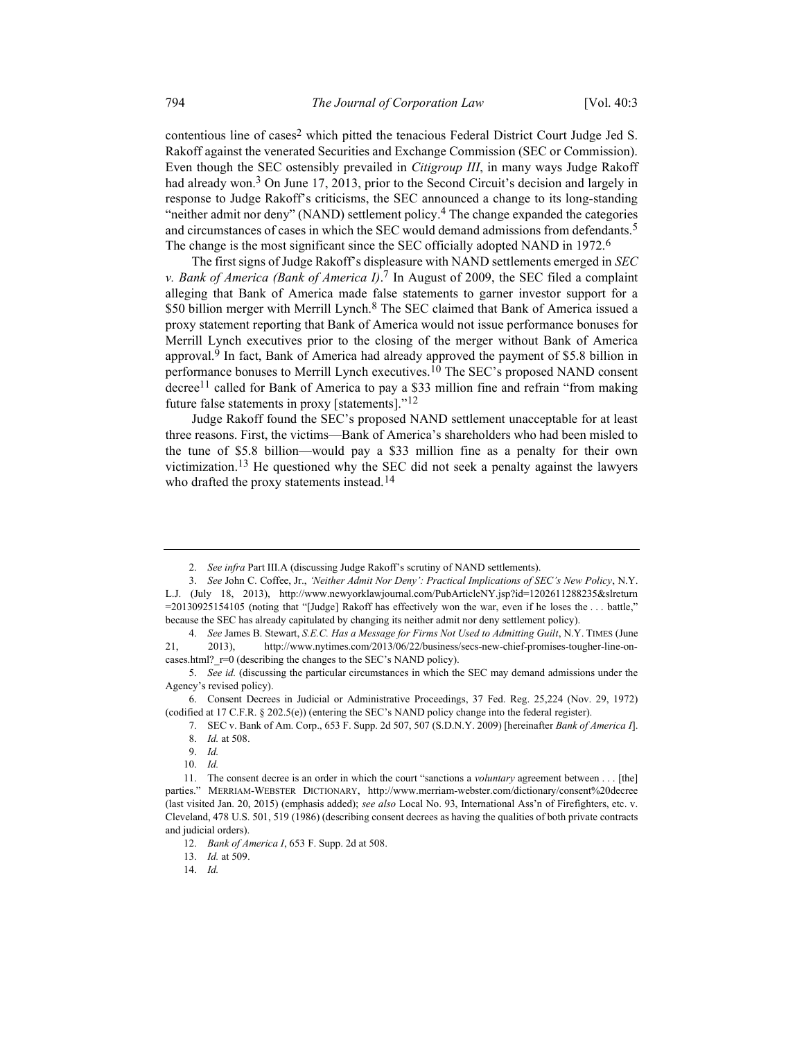contentious line of cases[2] which pitted the tenacious Federal District Court Judge Jed S. Rakoff against the venerated Securities and Exchange Commission (SEC or Commission). Even though the SEC ostensibly prevailed in *Citigroup III*, in many ways Judge Rakoff had already won.[3] On June 17, 2013, prior to the Second Circuit's decision and largely in response to Judge Rakoff's criticisms, the SEC announced a change to its long-standing "neither admit nor deny" (NAND) settlement policy.[4] The change expanded the categories and circumstances of cases in which the SEC would demand admissions from defendants.[5] The change is the most significant since the SEC officially adopted NAND in 1972.[6]

The first signs of Judge Rakoff's displeasure with NAND settlements emerged in *SEC v. Bank of America (Bank of America I)*.[7] In August of 2009, the SEC filed a complaint alleging that Bank of America made false statements to garner investor support for a $50 billion merger with Merrill Lynch.[8] The SEC claimed that Bank of America issued a proxy statement reporting that Bank of America would not issue performance bonuses for Merrill Lynch executives prior to the closing of the merger without Bank of America approval.[9] In fact, Bank of America had already approved the payment of $5.8 billion in performance bonuses to Merrill Lynch executives.[10] The SEC's proposed NAND consent decree[11] called for Bank of America to pay a $33 million fine and refrain "from making future false statements in proxy [statements]."[12]

Judge Rakoff found the SEC's proposed NAND settlement unacceptable for at least three reasons. First, the victims—Bank of America's shareholders who had been misled to the tune of $5.8 billion—would pay a $33 million fine as a penalty for their own victimization.[13] He questioned why the SEC did not seek a penalty against the lawyers who drafted the proxy statements instead.[14]

---

2. *See infra* Part III.A (discussing Judge Rakoff's scrutiny of NAND settlements).

3. *See* John C. Coffee, Jr., *'Neither Admit Nor Deny': Practical Implications of SEC's New Policy*, N.Y. L.J. (July 18, 2013), http://www.newyorklawjournal.com/PubArticleNY.jsp?id=1202611288235&slreturn =20130925154105 (noting that "[Judge] Rakoff has effectively won the war, even if he loses the . . . battle," because the SEC has already capitulated by changing its neither admit nor deny settlement policy).

4. *See* James B. Stewart, *S.E.C. Has a Message for Firms Not Used to Admitting Guilt*, N.Y. TIMES (June 21, 2013), http://www.nytimes.com/2013/06/22/business/secs-new-chief-promises-tougher-line-on-cases.html?_r=0 (describing the changes to the SEC's NAND policy).

5. *See id.* (discussing the particular circumstances in which the SEC may demand admissions under the Agency's revised policy).

6. Consent Decrees in Judicial or Administrative Proceedings, 37 Fed. Reg. 25,224 (Nov. 29, 1972) (codified at 17 C.F.R. § 202.5(e)) (entering the SEC's NAND policy change into the federal register).

7. SEC v. Bank of Am. Corp., 653 F. Supp. 2d 507, 507 (S.D.N.Y. 2009) [hereinafter *Bank of America I*].

8. *Id.* at 508.

9. *Id.*

10. *Id.*

11. The consent decree is an order in which the court "sanctions a *voluntary* agreement between . . . [the] parties." MERRIAM-WEBSTER DICTIONARY, http://www.merriam-webster.com/dictionary/consent%20decree (last visited Jan. 20, 2015) (emphasis added); *see also* Local No. 93, International Ass'n of Firefighters, etc. v. Cleveland, 478 U.S. 501, 519 (1986) (describing consent decrees as having the qualities of both private contracts and judicial orders).

12. *Bank of America I*, 653 F. Supp. 2d at 508.

13. *Id.* at 509.

14. *Id.*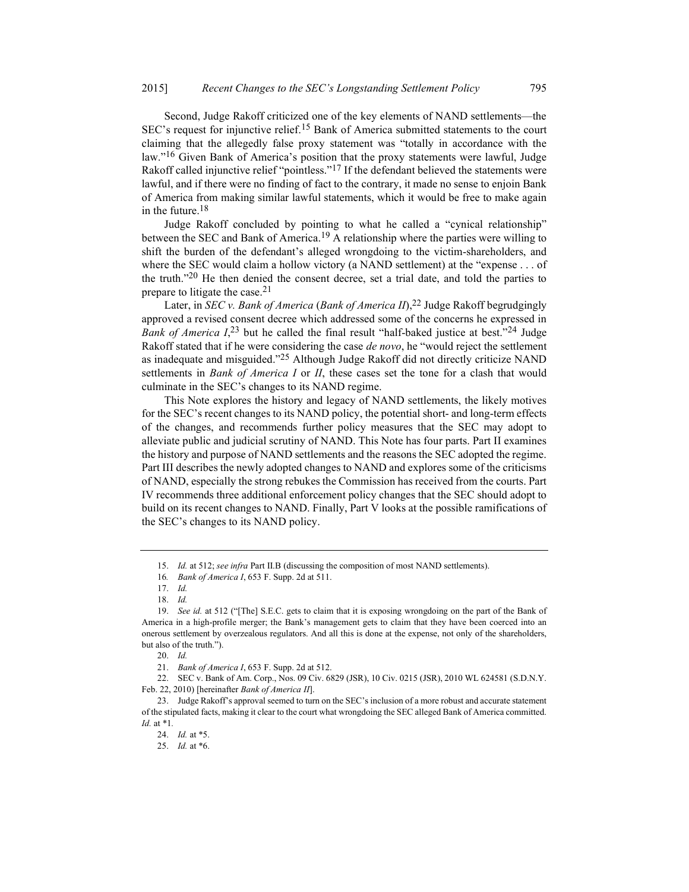Second, Judge Rakoff criticized one of the key elements of NAND settlements—the SEC's request for injunctive relief.[15] Bank of America submitted statements to the court claiming that the allegedly false proxy statement was "totally in accordance with the law."[16] Given Bank of America's position that the proxy statements were lawful, Judge Rakoff called injunctive relief "pointless."[17] If the defendant believed the statements were lawful, and if there were no finding of fact to the contrary, it made no sense to enjoin Bank of America from making similar lawful statements, which it would be free to make again in the future.[18]

Judge Rakoff concluded by pointing to what he called a "cynical relationship" between the SEC and Bank of America.[19] A relationship where the parties were willing to shift the burden of the defendant's alleged wrongdoing to the victim-shareholders, and where the SEC would claim a hollow victory (a NAND settlement) at the "expense . . . of the truth."[20] He then denied the consent decree, set a trial date, and told the parties to prepare to litigate the case.[21]

Later, in *SEC v. Bank of America* (*Bank of America II*),[22] Judge Rakoff begrudgingly approved a revised consent decree which addressed some of the concerns he expressed in *Bank of America I*,[23] but he called the final result "half-baked justice at best."[24] Judge Rakoff stated that if he were considering the case *de novo*, he "would reject the settlement as inadequate and misguided."[25] Although Judge Rakoff did not directly criticize NAND settlements in *Bank of America I* or *II*, these cases set the tone for a clash that would culminate in the SEC's changes to its NAND regime.

This Note explores the history and legacy of NAND settlements, the likely motives for the SEC's recent changes to its NAND policy, the potential short- and long-term effects of the changes, and recommends further policy measures that the SEC may adopt to alleviate public and judicial scrutiny of NAND. This Note has four parts. Part II examines the history and purpose of NAND settlements and the reasons the SEC adopted the regime. Part III describes the newly adopted changes to NAND and explores some of the criticisms of NAND, especially the strong rebukes the Commission has received from the courts. Part IV recommends three additional enforcement policy changes that the SEC should adopt to build on its recent changes to NAND. Finally, Part V looks at the possible ramifications of the SEC's changes to its NAND policy.

---

15. *Id.* at 512; *see infra* Part II.B (discussing the composition of most NAND settlements).

16. *Bank of America I*, 653 F. Supp. 2d at 511.

17. *Id.*

18. *Id.*

19. *See id.* at 512 ("[The] S.E.C. gets to claim that it is exposing wrongdoing on the part of the Bank of America in a high-profile merger; the Bank's management gets to claim that they have been coerced into an onerous settlement by overzealous regulators. And all this is done at the expense, not only of the shareholders, but also of the truth.").

20. *Id.*

21. *Bank of America I*, 653 F. Supp. 2d at 512.

22. SEC v. Bank of Am. Corp., Nos. 09 Civ. 6829 (JSR), 10 Civ. 0215 (JSR), 2010 WL 624581 (S.D.N.Y. Feb. 22, 2010) [hereinafter *Bank of America II*].

23. Judge Rakoff's approval seemed to turn on the SEC's inclusion of a more robust and accurate statement of the stipulated facts, making it clear to the court what wrongdoing the SEC alleged Bank of America committed. *Id.* at *1.

24. *Id.* at *5.

25. *Id.* at *6.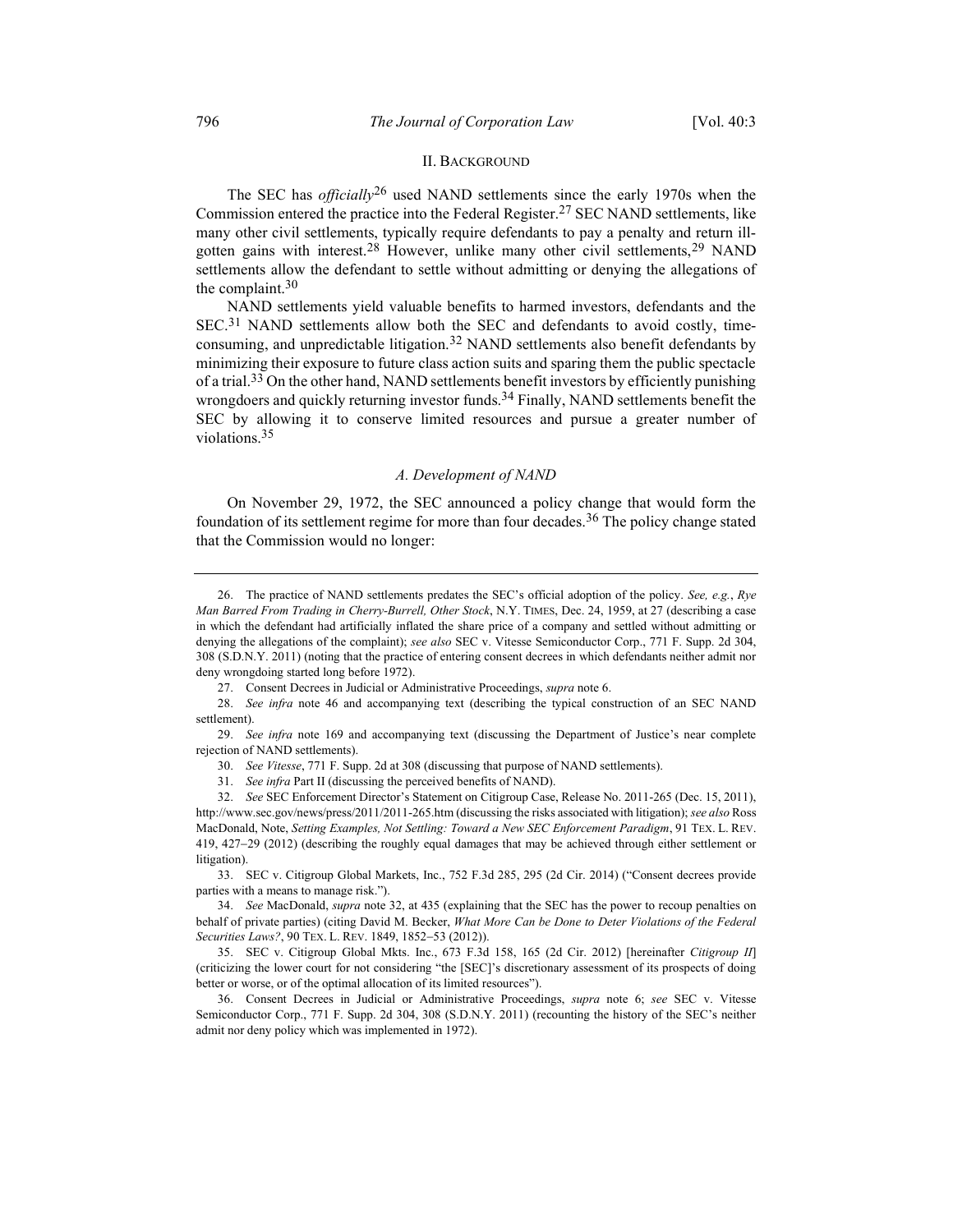## II. BACKGROUND

The SEC has *officially*[26] used NAND settlements since the early 1970s when the Commission entered the practice into the Federal Register.[27] SEC NAND settlements, like many other civil settlements, typically require defendants to pay a penalty and return ill-gotten gains with interest.[28] However, unlike many other civil settlements,[29] NAND settlements allow the defendant to settle without admitting or denying the allegations of the complaint.[30]

NAND settlements yield valuable benefits to harmed investors, defendants and the SEC.[31] NAND settlements allow both the SEC and defendants to avoid costly, time-consuming, and unpredictable litigation.[32] NAND settlements also benefit defendants by minimizing their exposure to future class action suits and sparing them the public spectacle of a trial.[33] On the other hand, NAND settlements benefit investors by efficiently punishing wrongdoers and quickly returning investor funds.[34] Finally, NAND settlements benefit the SEC by allowing it to conserve limited resources and pursue a greater number of violations.[35]

### *A. Development of NAND*

On November 29, 1972, the SEC announced a policy change that would form the foundation of its settlement regime for more than four decades.[36] The policy change stated that the Commission would no longer:

---

26. The practice of NAND settlements predates the SEC's official adoption of the policy. *See, e.g.*, *Rye Man Barred From Trading in Cherry-Burrell, Other Stock*, N.Y. TIMES, Dec. 24, 1959, at 27 (describing a case in which the defendant had artificially inflated the share price of a company and settled without admitting or denying the allegations of the complaint); *see also* SEC v. Vitesse Semiconductor Corp., 771 F. Supp. 2d 304, 308 (S.D.N.Y. 2011) (noting that the practice of entering consent decrees in which defendants neither admit nor deny wrongdoing started long before 1972).

27. Consent Decrees in Judicial or Administrative Proceedings, *supra* note 6.

28. *See infra* note 46 and accompanying text (describing the typical construction of an SEC NAND settlement).

29. *See infra* note 169 and accompanying text (discussing the Department of Justice's near complete rejection of NAND settlements).

30. *See Vitesse*, 771 F. Supp. 2d at 308 (discussing that purpose of NAND settlements).

31. *See infra* Part II (discussing the perceived benefits of NAND).

32. *See* SEC Enforcement Director's Statement on Citigroup Case, Release No. 2011-265 (Dec. 15, 2011), http://www.sec.gov/news/press/2011/2011-265.htm (discussing the risks associated with litigation); *see also* Ross MacDonald, Note, *Setting Examples, Not Settling: Toward a New SEC Enforcement Paradigm*, 91 TEX. L. REV. 419, 427–29 (2012) (describing the roughly equal damages that may be achieved through either settlement or litigation).

33. SEC v. Citigroup Global Markets, Inc., 752 F.3d 285, 295 (2d Cir. 2014) ("Consent decrees provide parties with a means to manage risk.").

34. *See* MacDonald, *supra* note 32, at 435 (explaining that the SEC has the power to recoup penalties on behalf of private parties) (citing David M. Becker, *What More Can be Done to Deter Violations of the Federal Securities Laws?*, 90 TEX. L. REV. 1849, 1852–53 (2012)).

35. SEC v. Citigroup Global Mkts. Inc., 673 F.3d 158, 165 (2d Cir. 2012) [hereinafter *Citigroup II*] (criticizing the lower court for not considering "the [SEC]'s discretionary assessment of its prospects of doing better or worse, or of the optimal allocation of its limited resources").

36. Consent Decrees in Judicial or Administrative Proceedings, *supra* note 6; *see* SEC v. Vitesse Semiconductor Corp., 771 F. Supp. 2d 304, 308 (S.D.N.Y. 2011) (recounting the history of the SEC's neither admit nor deny policy which was implemented in 1972).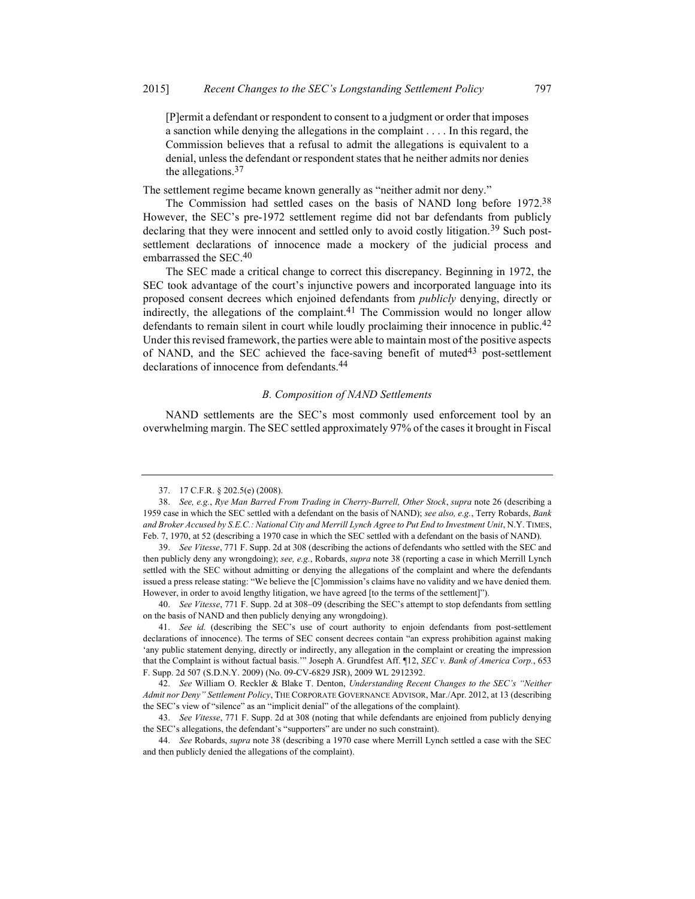> [P]ermit a defendant or respondent to consent to a judgment or order that imposes a sanction while denying the allegations in the complaint . . . . In this regard, the Commission believes that a refusal to admit the allegations is equivalent to a denial, unless the defendant or respondent states that he neither admits nor denies the allegations.[37]

The settlement regime became known generally as "neither admit nor deny."

The Commission had settled cases on the basis of NAND long before 1972.[38] However, the SEC's pre-1972 settlement regime did not bar defendants from publicly declaring that they were innocent and settled only to avoid costly litigation.[39] Such post-settlement declarations of innocence made a mockery of the judicial process and embarrassed the SEC.[40]

The SEC made a critical change to correct this discrepancy. Beginning in 1972, the SEC took advantage of the court's injunctive powers and incorporated language into its proposed consent decrees which enjoined defendants from *publicly* denying, directly or indirectly, the allegations of the complaint.[41] The Commission would no longer allow defendants to remain silent in court while loudly proclaiming their innocence in public.[42] Under this revised framework, the parties were able to maintain most of the positive aspects of NAND, and the SEC achieved the face-saving benefit of muted[43] post-settlement declarations of innocence from defendants.[44]

### *B. Composition of NAND Settlements*

NAND settlements are the SEC's most commonly used enforcement tool by an overwhelming margin. The SEC settled approximately 97% of the cases it brought in Fiscal

---

37. 17 C.F.R. § 202.5(e) (2008).

38. *See, e.g.*, *Rye Man Barred From Trading in Cherry-Burrell, Other Stock*, *supra* note 26 (describing a 1959 case in which the SEC settled with a defendant on the basis of NAND); *see also, e.g.*, Terry Robards, *Bank and Broker Accused by S.E.C.: National City and Merrill Lynch Agree to Put End to Investment Unit*, N.Y. TIMES, Feb. 7, 1970, at 52 (describing a 1970 case in which the SEC settled with a defendant on the basis of NAND).

39. *See Vitesse*, 771 F. Supp. 2d at 308 (describing the actions of defendants who settled with the SEC and then publicly deny any wrongdoing); *see, e.g.*, Robards, *supra* note 38 (reporting a case in which Merrill Lynch settled with the SEC without admitting or denying the allegations of the complaint and where the defendants issued a press release stating: "We believe the [C]ommission's claims have no validity and we have denied them. However, in order to avoid lengthy litigation, we have agreed [to the terms of the settlement]").

40. *See Vitesse*, 771 F. Supp. 2d at 308–09 (describing the SEC's attempt to stop defendants from settling on the basis of NAND and then publicly denying any wrongdoing).

41. *See id.* (describing the SEC's use of court authority to enjoin defendants from post-settlement declarations of innocence). The terms of SEC consent decrees contain "an express prohibition against making 'any public statement denying, directly or indirectly, any allegation in the complaint or creating the impression that the Complaint is without factual basis.'" Joseph A. Grundfest Aff. ¶12, *SEC v. Bank of America Corp.*, 653 F. Supp. 2d 507 (S.D.N.Y. 2009) (No. 09-CV-6829 JSR), 2009 WL 2912392.

42. *See* William O. Reckler & Blake T. Denton, *Understanding Recent Changes to the SEC's "Neither Admit nor Deny" Settlement Policy*, THE CORPORATE GOVERNANCE ADVISOR, Mar./Apr. 2012, at 13 (describing the SEC's view of "silence" as an "implicit denial" of the allegations of the complaint).

43. *See Vitesse*, 771 F. Supp. 2d at 308 (noting that while defendants are enjoined from publicly denying the SEC's allegations, the defendant's "supporters" are under no such constraint).

44. *See* Robards, *supra* note 38 (describing a 1970 case where Merrill Lynch settled a case with the SEC and then publicly denied the allegations of the complaint).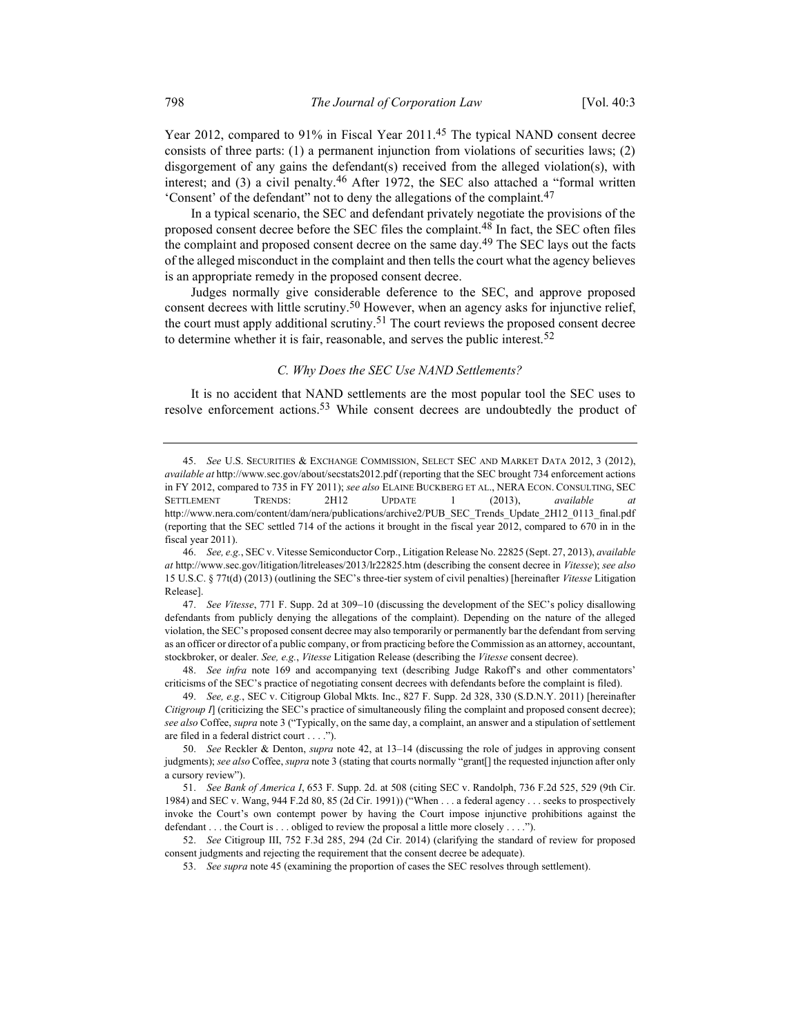Year 2012, compared to 91% in Fiscal Year 2011.[45] The typical NAND consent decree consists of three parts: (1) a permanent injunction from violations of securities laws; (2) disgorgement of any gains the defendant(s) received from the alleged violation(s), with interest; and (3) a civil penalty.[46] After 1972, the SEC also attached a "formal written 'Consent' of the defendant" not to deny the allegations of the complaint.[47]

In a typical scenario, the SEC and defendant privately negotiate the provisions of the proposed consent decree before the SEC files the complaint.[48] In fact, the SEC often files the complaint and proposed consent decree on the same day.[49] The SEC lays out the facts of the alleged misconduct in the complaint and then tells the court what the agency believes is an appropriate remedy in the proposed consent decree.

Judges normally give considerable deference to the SEC, and approve proposed consent decrees with little scrutiny.[50] However, when an agency asks for injunctive relief, the court must apply additional scrutiny.[51] The court reviews the proposed consent decree to determine whether it is fair, reasonable, and serves the public interest.[52]

### *C. Why Does the SEC Use NAND Settlements?*

It is no accident that NAND settlements are the most popular tool the SEC uses to resolve enforcement actions.[53] While consent decrees are undoubtedly the product of

---

45. *See* U.S. SECURITIES & EXCHANGE COMMISSION, SELECT SEC AND MARKET DATA 2012, 3 (2012), *available at* http://www.sec.gov/about/secstats2012.pdf (reporting that the SEC brought 734 enforcement actions in FY 2012, compared to 735 in FY 2011); *see also* ELAINE BUCKBERG ET AL., NERA ECON. CONSULTING, SEC SETTLEMENT TRENDS: 2H12 UPDATE 1 (2013), *available at* http://www.nera.com/content/dam/nera/publications/archive2/PUB_SEC_Trends_Update_2H12_0113_final.pdf (reporting that the SEC settled 714 of the actions it brought in the fiscal year 2012, compared to 670 in in the fiscal year 2011).

46. *See, e.g.*, SEC v. Vitesse Semiconductor Corp., Litigation Release No. 22825 (Sept. 27, 2013), *available at* http://www.sec.gov/litigation/litreleases/2013/lr22825.htm (describing the consent decree in *Vitesse*); *see also* 15 U.S.C. § 77t(d) (2013) (outlining the SEC's three-tier system of civil penalties) [hereinafter *Vitesse* Litigation Release].

47. *See Vitesse*, 771 F. Supp. 2d at 309–10 (discussing the development of the SEC's policy disallowing defendants from publicly denying the allegations of the complaint). Depending on the nature of the alleged violation, the SEC's proposed consent decree may also temporarily or permanently bar the defendant from serving as an officer or director of a public company, or from practicing before the Commission as an attorney, accountant, stockbroker, or dealer. *See, e.g.*, *Vitesse* Litigation Release (describing the *Vitesse* consent decree).

48. *See infra* note 169 and accompanying text (describing Judge Rakoff's and other commentators' criticisms of the SEC's practice of negotiating consent decrees with defendants before the complaint is filed).

49. *See, e.g.*, SEC v. Citigroup Global Mkts. Inc., 827 F. Supp. 2d 328, 330 (S.D.N.Y. 2011) [hereinafter *Citigroup I*] (criticizing the SEC's practice of simultaneously filing the complaint and proposed consent decree); *see also* Coffee, *supra* note 3 ("Typically, on the same day, a complaint, an answer and a stipulation of settlement are filed in a federal district court . . . .").

50. *See* Reckler & Denton, *supra* note 42, at 13–14 (discussing the role of judges in approving consent judgments); *see also* Coffee, *supra* note 3 (stating that courts normally "grant[] the requested injunction after only a cursory review").

51. *See Bank of America I*, 653 F. Supp. 2d. at 508 (citing SEC v. Randolph, 736 F.2d 525, 529 (9th Cir. 1984) and SEC v. Wang, 944 F.2d 80, 85 (2d Cir. 1991)) ("When . . . a federal agency . . . seeks to prospectively invoke the Court's own contempt power by having the Court impose injunctive prohibitions against the defendant . . . the Court is . . . obliged to review the proposal a little more closely . . . .").

52. *See* Citigroup III, 752 F.3d 285, 294 (2d Cir. 2014) (clarifying the standard of review for proposed consent judgments and rejecting the requirement that the consent decree be adequate).

53. *See supra* note 45 (examining the proportion of cases the SEC resolves through settlement).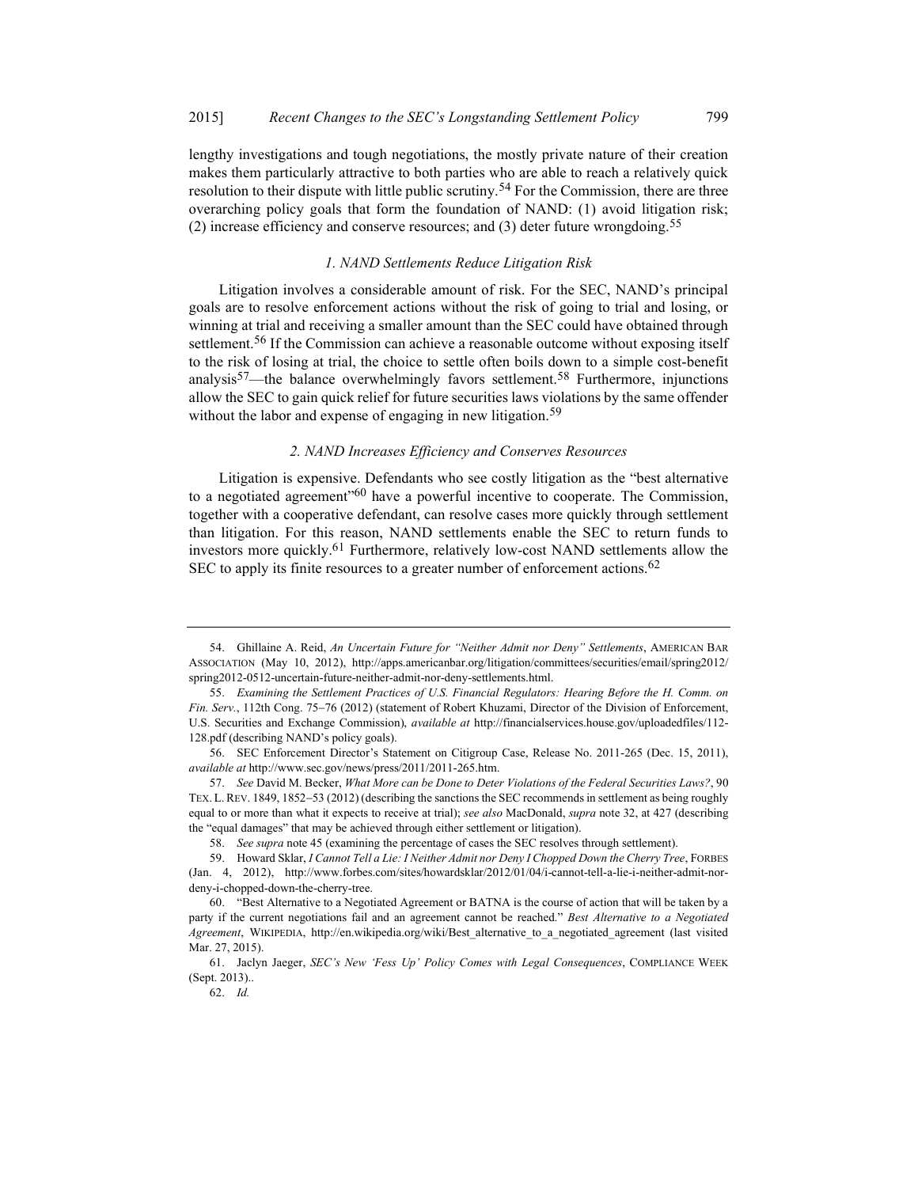lengthy investigations and tough negotiations, the mostly private nature of their creation makes them particularly attractive to both parties who are able to reach a relatively quick resolution to their dispute with little public scrutiny.[54] For the Commission, there are three overarching policy goals that form the foundation of NAND: (1) avoid litigation risk; (2) increase efficiency and conserve resources; and (3) deter future wrongdoing.[55]

### *1. NAND Settlements Reduce Litigation Risk*

Litigation involves a considerable amount of risk. For the SEC, NAND's principal goals are to resolve enforcement actions without the risk of going to trial and losing, or winning at trial and receiving a smaller amount than the SEC could have obtained through settlement.[56] If the Commission can achieve a reasonable outcome without exposing itself to the risk of losing at trial, the choice to settle often boils down to a simple cost-benefit analysis[57]—the balance overwhelmingly favors settlement.[58] Furthermore, injunctions allow the SEC to gain quick relief for future securities laws violations by the same offender without the labor and expense of engaging in new litigation.[59]

### *2. NAND Increases Efficiency and Conserves Resources*

Litigation is expensive. Defendants who see costly litigation as the "best alternative to a negotiated agreement"[60] have a powerful incentive to cooperate. The Commission, together with a cooperative defendant, can resolve cases more quickly through settlement than litigation. For this reason, NAND settlements enable the SEC to return funds to investors more quickly.[61] Furthermore, relatively low-cost NAND settlements allow the SEC to apply its finite resources to a greater number of enforcement actions.[62]

---

54. Ghillaine A. Reid, *An Uncertain Future for "Neither Admit nor Deny" Settlements*, AMERICAN BAR ASSOCIATION (May 10, 2012), http://apps.americanbar.org/litigation/committees/securities/email/spring2012/spring2012-0512-uncertain-future-neither-admit-nor-deny-settlements.html.

55. *Examining the Settlement Practices of U.S. Financial Regulators: Hearing Before the H. Comm. on Fin. Serv.*, 112th Cong. 75–76 (2012) (statement of Robert Khuzami, Director of the Division of Enforcement, U.S. Securities and Exchange Commission), *available at* http://financialservices.house.gov/uploadedfiles/112-128.pdf (describing NAND's policy goals).

56. SEC Enforcement Director's Statement on Citigroup Case, Release No. 2011-265 (Dec. 15, 2011), *available at* http://www.sec.gov/news/press/2011/2011-265.htm.

57. *See* David M. Becker, *What More can be Done to Deter Violations of the Federal Securities Laws?*, 90 TEX. L. REV. 1849, 1852–53 (2012) (describing the sanctions the SEC recommends in settlement as being roughly equal to or more than what it expects to receive at trial); *see also* MacDonald, *supra* note 32, at 427 (describing the "equal damages" that may be achieved through either settlement or litigation).

58. *See supra* note 45 (examining the percentage of cases the SEC resolves through settlement).

59. Howard Sklar, *I Cannot Tell a Lie: I Neither Admit nor Deny I Chopped Down the Cherry Tree*, FORBES (Jan. 4, 2012), http://www.forbes.com/sites/howardsklar/2012/01/04/i-cannot-tell-a-lie-i-neither-admit-nor-deny-i-chopped-down-the-cherry-tree.

60. "Best Alternative to a Negotiated Agreement or BATNA is the course of action that will be taken by a party if the current negotiations fail and an agreement cannot be reached." *Best Alternative to a Negotiated Agreement*, WIKIPEDIA, http://en.wikipedia.org/wiki/Best_alternative_to_a_negotiated_agreement (last visited Mar. 27, 2015).

61. Jaclyn Jaeger, *SEC's New 'Fess Up' Policy Comes with Legal Consequences*, COMPLIANCE WEEK (Sept. 2013)..

62. *Id.*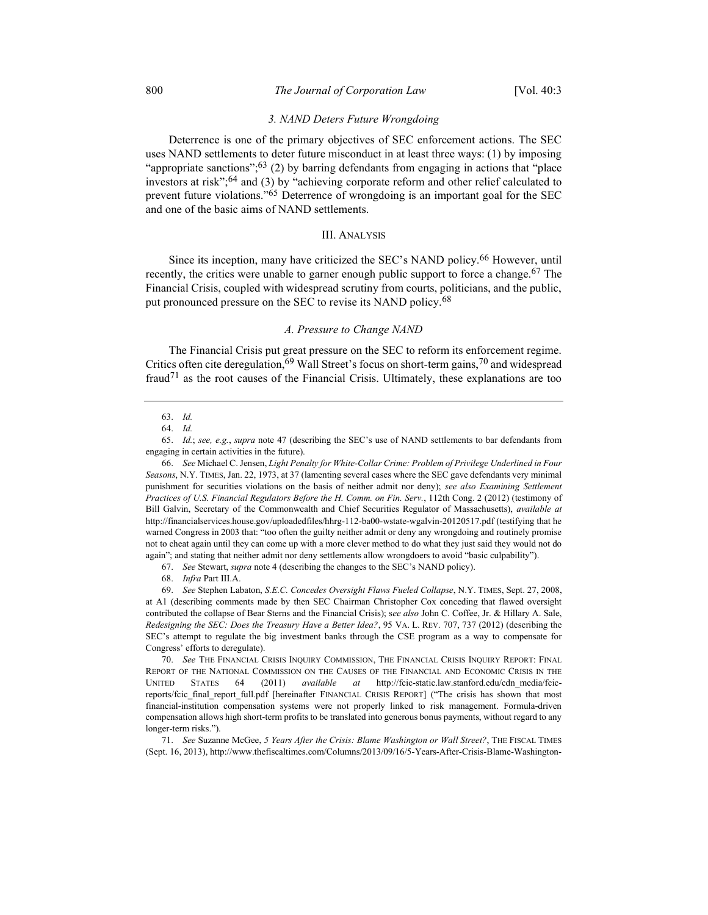### *3. NAND Deters Future Wrongdoing*

Deterrence is one of the primary objectives of SEC enforcement actions. The SEC uses NAND settlements to deter future misconduct in at least three ways: (1) by imposing "appropriate sanctions";[63] (2) by barring defendants from engaging in actions that "place investors at risk";[64] and (3) by "achieving corporate reform and other relief calculated to prevent future violations."[65] Deterrence of wrongdoing is an important goal for the SEC and one of the basic aims of NAND settlements.

## III. ANALYSIS

Since its inception, many have criticized the SEC's NAND policy.[66] However, until recently, the critics were unable to garner enough public support to force a change.[67] The Financial Crisis, coupled with widespread scrutiny from courts, politicians, and the public, put pronounced pressure on the SEC to revise its NAND policy.[68]

### *A. Pressure to Change NAND*

The Financial Crisis put great pressure on the SEC to reform its enforcement regime. Critics often cite deregulation,[69] Wall Street's focus on short-term gains,[70] and widespread fraud[71] as the root causes of the Financial Crisis. Ultimately, these explanations are too

---

63. *Id.*

64. *Id.*

65. *Id.*; *see, e.g.*, *supra* note 47 (describing the SEC's use of NAND settlements to bar defendants from engaging in certain activities in the future).

66. *See* Michael C. Jensen, *Light Penalty for White-Collar Crime: Problem of Privilege Underlined in Four Seasons*, N.Y. TIMES, Jan. 22, 1973, at 37 (lamenting several cases where the SEC gave defendants very minimal punishment for securities violations on the basis of neither admit nor deny); *see also Examining Settlement Practices of U.S. Financial Regulators Before the H. Comm. on Fin. Serv.*, 112th Cong. 2 (2012) (testimony of Bill Galvin, Secretary of the Commonwealth and Chief Securities Regulator of Massachusetts), *available at* http://financialservices.house.gov/uploadedfiles/hhrg-112-ba00-wstate-wgalvin-20120517.pdf (testifying that he warned Congress in 2003 that: "too often the guilty neither admit or deny any wrongdoing and routinely promise not to cheat again until they can come up with a more clever method to do what they just said they would not do again"; and stating that neither admit nor deny settlements allow wrongdoers to avoid "basic culpability").

67. *See* Stewart, *supra* note 4 (describing the changes to the SEC's NAND policy).

68. *Infra* Part III.A.

69. *See* Stephen Labaton, *S.E.C. Concedes Oversight Flaws Fueled Collapse*, N.Y. TIMES, Sept. 27, 2008, at A1 (describing comments made by then SEC Chairman Christopher Cox conceding that flawed oversight contributed the collapse of Bear Sterns and the Financial Crisis); *see also* John C. Coffee, Jr. & Hillary A. Sale, *Redesigning the SEC: Does the Treasury Have a Better Idea?*, 95 VA. L. REV. 707, 737 (2012) (describing the SEC's attempt to regulate the big investment banks through the CSE program as a way to compensate for Congress' efforts to deregulate).

70. *See* THE FINANCIAL CRISIS INQUIRY COMMISSION, THE FINANCIAL CRISIS INQUIRY REPORT: FINAL REPORT OF THE NATIONAL COMMISSION ON THE CAUSES OF THE FINANCIAL AND ECONOMIC CRISIS IN THE UNITED STATES 64 (2011) *available at* http://fcic-static.law.stanford.edu/cdn_media/fcic-reports/fcic_final_report_full.pdf [hereinafter FINANCIAL CRISIS REPORT] ("The crisis has shown that most financial-institution compensation systems were not properly linked to risk management. Formula-driven compensation allows high short-term profits to be translated into generous bonus payments, without regard to any longer-term risks.").

71. *See* Suzanne McGee, *5 Years After the Crisis: Blame Washington or Wall Street?*, THE FISCAL TIMES (Sept. 16, 2013), http://www.thefiscaltimes.com/Columns/2013/09/16/5-Years-After-Crisis-Blame-Washington-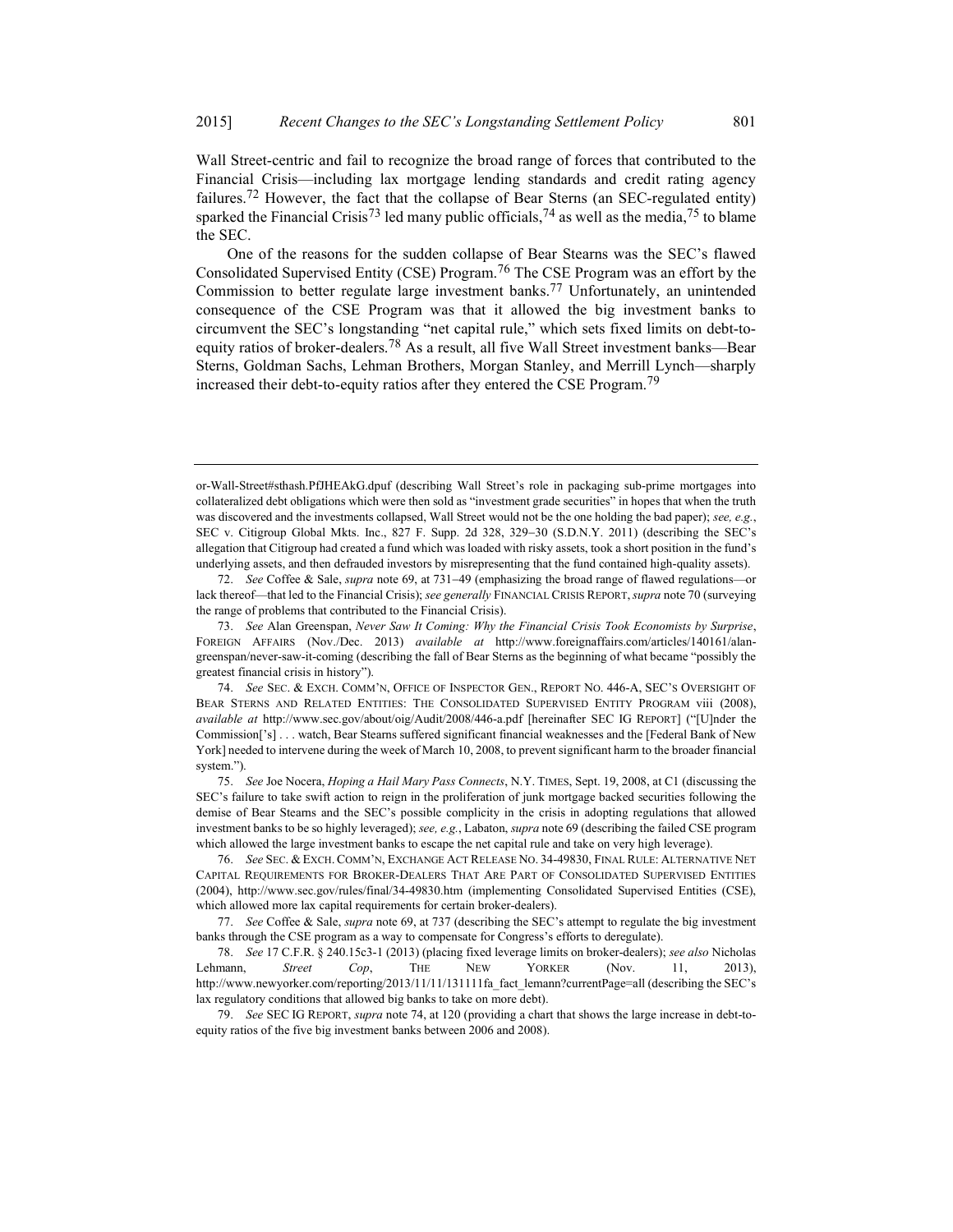Wall Street-centric and fail to recognize the broad range of forces that contributed to the Financial Crisis—including lax mortgage lending standards and credit rating agency failures.[72] However, the fact that the collapse of Bear Sterns (an SEC-regulated entity) sparked the Financial Crisis[73] led many public officials,[74] as well as the media,[75] to blame the SEC.

One of the reasons for the sudden collapse of Bear Stearns was the SEC's flawed Consolidated Supervised Entity (CSE) Program.[76] The CSE Program was an effort by the Commission to better regulate large investment banks.[77] Unfortunately, an unintended consequence of the CSE Program was that it allowed the big investment banks to circumvent the SEC's longstanding "net capital rule," which sets fixed limits on debt-to-equity ratios of broker-dealers.[78] As a result, all five Wall Street investment banks—Bear Sterns, Goldman Sachs, Lehman Brothers, Morgan Stanley, and Merrill Lynch—sharply increased their debt-to-equity ratios after they entered the CSE Program.[79]

---

or-Wall-Street#sthash.PfJHEAkG.dpuf (describing Wall Street's role in packaging sub-prime mortgages into collateralized debt obligations which were then sold as "investment grade securities" in hopes that when the truth was discovered and the investments collapsed, Wall Street would not be the one holding the bad paper); *see, e.g.*, SEC v. Citigroup Global Mkts. Inc., 827 F. Supp. 2d 328, 329–30 (S.D.N.Y. 2011) (describing the SEC's allegation that Citigroup had created a fund which was loaded with risky assets, took a short position in the fund's underlying assets, and then defrauded investors by misrepresenting that the fund contained high-quality assets).

72. *See* Coffee & Sale, *supra* note 69, at 731–49 (emphasizing the broad range of flawed regulations—or lack thereof—that led to the Financial Crisis); *see generally* FINANCIAL CRISIS REPORT, *supra* note 70 (surveying the range of problems that contributed to the Financial Crisis).

73. *See* Alan Greenspan, *Never Saw It Coming: Why the Financial Crisis Took Economists by Surprise*, FOREIGN AFFAIRS (Nov./Dec. 2013) *available at* http://www.foreignaffairs.com/articles/140161/alan-greenspan/never-saw-it-coming (describing the fall of Bear Sterns as the beginning of what became "possibly the greatest financial crisis in history").

74. *See* SEC. & EXCH. COMM'N, OFFICE OF INSPECTOR GEN., REPORT NO. 446-A, SEC'S OVERSIGHT OF BEAR STEARNS AND RELATED ENTITIES: THE CONSOLIDATED SUPERVISED ENTITY PROGRAM viii (2008), *available at* http://www.sec.gov/about/oig/Audit/2008/446-a.pdf [hereinafter SEC IG REPORT] ("[U]nder the Commission['s] . . . watch, Bear Stearns suffered significant financial weaknesses and the [Federal Bank of New York] needed to intervene during the week of March 10, 2008, to prevent significant harm to the broader financial system.").

75. *See* Joe Nocera, *Hoping a Hail Mary Pass Connects*, N.Y. TIMES, Sept. 19, 2008, at C1 (discussing the SEC's failure to take swift action to reign in the proliferation of junk mortgage backed securities following the demise of Bear Stearns and the SEC's possible complicity in the crisis in adopting regulations that allowed investment banks to be so highly leveraged); *see, e.g.*, Labaton, *supra* note 69 (describing the failed CSE program which allowed the large investment banks to escape the net capital rule and take on very high leverage).

76. *See* SEC. & EXCH. COMM'N, EXCHANGE ACT RELEASE NO. 34-49830, FINAL RULE: ALTERNATIVE NET CAPITAL REQUIREMENTS FOR BROKER-DEALERS THAT ARE PART OF CONSOLIDATED SUPERVISED ENTITIES (2004), http://www.sec.gov/rules/final/34-49830.htm (implementing Consolidated Supervised Entities (CSE), which allowed more lax capital requirements for certain broker-dealers).

77. *See* Coffee & Sale, *supra* note 69, at 737 (describing the SEC's attempt to regulate the big investment banks through the CSE program as a way to compensate for Congress's efforts to deregulate).

78. *See* 17 C.F.R. § 240.15c3-1 (2013) (placing fixed leverage limits on broker-dealers); *see also* Nicholas Lehmann, *Street Cop*, THE NEW YORKER (Nov. 11, 2013), http://www.newyorker.com/reporting/2013/11/11/131111fa_fact_lemann?currentPage=all (describing the SEC's lax regulatory conditions that allowed big banks to take on more debt).

79. *See* SEC IG REPORT, *supra* note 74, at 120 (providing a chart that shows the large increase in debt-to-equity ratios of the five big investment banks between 2006 and 2008).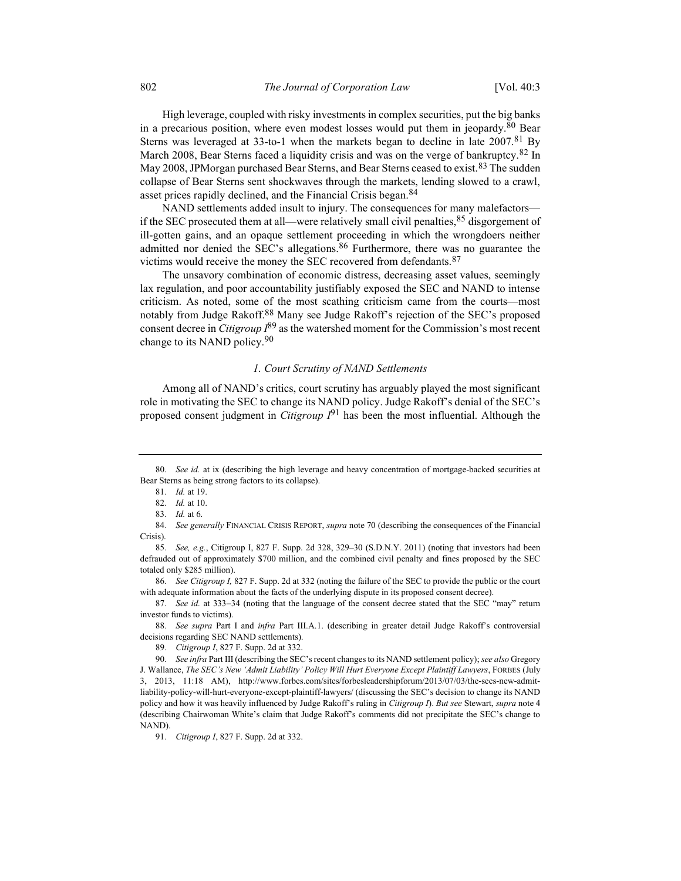High leverage, coupled with risky investments in complex securities, put the big banks in a precarious position, where even modest losses would put them in jeopardy.[80] Bear Sterns was leveraged at 33-to-1 when the markets began to decline in late 2007.[81] By March 2008, Bear Sterns faced a liquidity crisis and was on the verge of bankruptcy.[82] In May 2008, JPMorgan purchased Bear Sterns, and Bear Sterns ceased to exist.[83] The sudden collapse of Bear Sterns sent shockwaves through the markets, lending slowed to a crawl, asset prices rapidly declined, and the Financial Crisis began.[84]

NAND settlements added insult to injury. The consequences for many malefactors—if the SEC prosecuted them at all—were relatively small civil penalties,[85] disgorgement of ill-gotten gains, and an opaque settlement proceeding in which the wrongdoers neither admitted nor denied the SEC's allegations.[86] Furthermore, there was no guarantee the victims would receive the money the SEC recovered from defendants.[87]

The unsavory combination of economic distress, decreasing asset values, seemingly lax regulation, and poor accountability justifiably exposed the SEC and NAND to intense criticism. As noted, some of the most scathing criticism came from the courts—most notably from Judge Rakoff.[88] Many see Judge Rakoff's rejection of the SEC's proposed consent decree in *Citigroup I*[89] as the watershed moment for the Commission's most recent change to its NAND policy.[90]

### *1. Court Scrutiny of NAND Settlements*

Among all of NAND's critics, court scrutiny has arguably played the most significant role in motivating the SEC to change its NAND policy. Judge Rakoff's denial of the SEC's proposed consent judgment in *Citigroup I*[91] has been the most influential. Although the

---

80. *See id.* at ix (describing the high leverage and heavy concentration of mortgage-backed securities at Bear Sterns as being strong factors to its collapse).

81. *Id.* at 19.

82. *Id.* at 10.

83. *Id.* at 6.

84. *See generally* FINANCIAL CRISIS REPORT, *supra* note 70 (describing the consequences of the Financial Crisis).

85. *See, e.g.*, Citigroup I, 827 F. Supp. 2d 328, 329–30 (S.D.N.Y. 2011) (noting that investors had been defrauded out of approximately $700 million, and the combined civil penalty and fines proposed by the SEC totaled only $285 million).

86. *See Citigroup I,* 827 F. Supp. 2d at 332 (noting the failure of the SEC to provide the public or the court with adequate information about the facts of the underlying dispute in its proposed consent decree).

87. *See id.* at 333–34 (noting that the language of the consent decree stated that the SEC "may" return investor funds to victims).

88. *See supra* Part I and *infra* Part III.A.1. (describing in greater detail Judge Rakoff's controversial decisions regarding SEC NAND settlements).

89. *Citigroup I*, 827 F. Supp. 2d at 332.

90. *See infra* Part III (describing the SEC's recent changes to its NAND settlement policy); *see also* Gregory J. Wallance, *The SEC's New 'Admit Liability' Policy Will Hurt Everyone Except Plaintiff Lawyers*, FORBES (July 3, 2013, 11:18 AM), http://www.forbes.com/sites/forbesleadershipforum/2013/07/03/the-secs-new-admit-liability-policy-will-hurt-everyone-except-plaintiff-lawyers/ (discussing the SEC's decision to change its NAND policy and how it was heavily influenced by Judge Rakoff's ruling in *Citigroup I*). *But see* Stewart, *supra* note 4 (describing Chairwoman White's claim that Judge Rakoff's comments did not precipitate the SEC's change to NAND).

91. *Citigroup I*, 827 F. Supp. 2d at 332.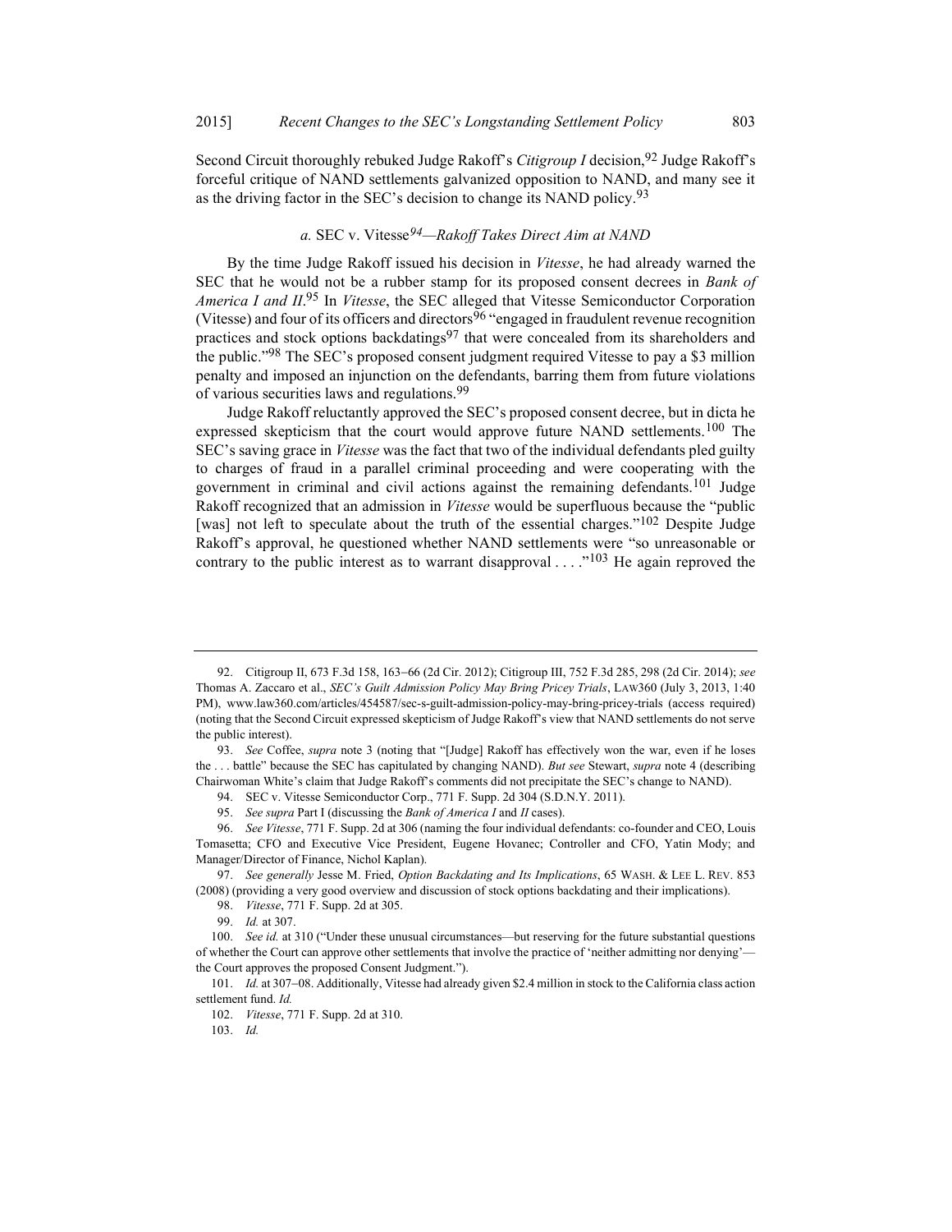Second Circuit thoroughly rebuked Judge Rakoff's *Citigroup I* decision,[92] Judge Rakoff's forceful critique of NAND settlements galvanized opposition to NAND, and many see it as the driving factor in the SEC's decision to change its NAND policy.[93]

#### *a.* SEC v. Vitesse[94]*—Rakoff Takes Direct Aim at NAND*

By the time Judge Rakoff issued his decision in *Vitesse*, he had already warned the SEC that he would not be a rubber stamp for its proposed consent decrees in *Bank of America I and II*.[95] In *Vitesse*, the SEC alleged that Vitesse Semiconductor Corporation (Vitesse) and four of its officers and directors[96] "engaged in fraudulent revenue recognition practices and stock options backdatings[97] that were concealed from its shareholders and the public."[98] The SEC's proposed consent judgment required Vitesse to pay a $3 million penalty and imposed an injunction on the defendants, barring them from future violations of various securities laws and regulations.[99]

Judge Rakoff reluctantly approved the SEC's proposed consent decree, but in dicta he expressed skepticism that the court would approve future NAND settlements.[100] The SEC's saving grace in *Vitesse* was the fact that two of the individual defendants pled guilty to charges of fraud in a parallel criminal proceeding and were cooperating with the government in criminal and civil actions against the remaining defendants.[101] Judge Rakoff recognized that an admission in *Vitesse* would be superfluous because the "public [was] not left to speculate about the truth of the essential charges."[102] Despite Judge Rakoff's approval, he questioned whether NAND settlements were "so unreasonable or contrary to the public interest as to warrant disapproval . . . ."[103] He again reproved the

---

92. Citigroup II, 673 F.3d 158, 163–66 (2d Cir. 2012); Citigroup III, 752 F.3d 285, 298 (2d Cir. 2014); *see* Thomas A. Zaccaro et al., *SEC's Guilt Admission Policy May Bring Pricey Trials*, LAW360 (July 3, 2013, 1:40 PM), www.law360.com/articles/454587/sec-s-guilt-admission-policy-may-bring-pricey-trials (access required) (noting that the Second Circuit expressed skepticism of Judge Rakoff's view that NAND settlements do not serve the public interest).

93. *See* Coffee, *supra* note 3 (noting that "[Judge] Rakoff has effectively won the war, even if he loses the . . . battle" because the SEC has capitulated by changing NAND). *But see* Stewart, *supra* note 4 (describing Chairwoman White's claim that Judge Rakoff's comments did not precipitate the SEC's change to NAND).

94. SEC v. Vitesse Semiconductor Corp., 771 F. Supp. 2d 304 (S.D.N.Y. 2011).

95. *See supra* Part I (discussing the *Bank of America I* and *II* cases).

96. *See Vitesse*, 771 F. Supp. 2d at 306 (naming the four individual defendants: co-founder and CEO, Louis Tomasetta; CFO and Executive Vice President, Eugene Hovanec; Controller and CFO, Yatin Mody; and Manager/Director of Finance, Nichol Kaplan).

97. *See generally* Jesse M. Fried, *Option Backdating and Its Implications*, 65 WASH. & LEE L. REV. 853 (2008) (providing a very good overview and discussion of stock options backdating and their implications).

98. *Vitesse*, 771 F. Supp. 2d at 305.

99. *Id.* at 307.

100. *See id.* at 310 ("Under these unusual circumstances—but reserving for the future substantial questions of whether the Court can approve other settlements that involve the practice of 'neither admitting nor denying'—the Court approves the proposed Consent Judgment.").

101. *Id.* at 307–08. Additionally, Vitesse had already given $2.4 million in stock to the California class action settlement fund. *Id.*

102. *Vitesse*, 771 F. Supp. 2d at 310.

103. *Id.*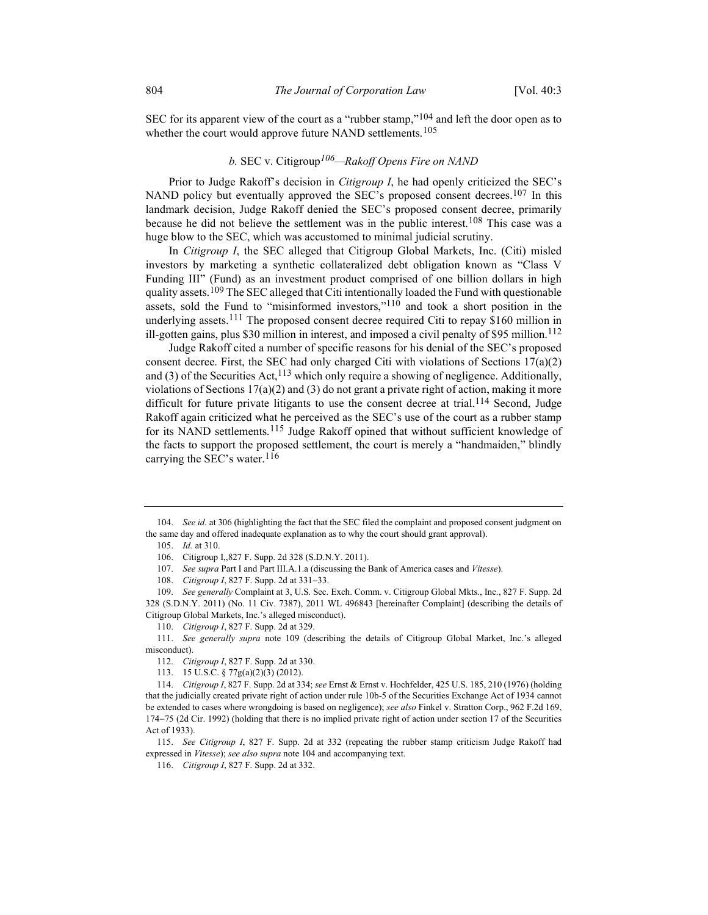SEC for its apparent view of the court as a "rubber stamp,"[104] and left the door open as to whether the court would approve future NAND settlements.[105]

### *b.* SEC v. Citigroup[106]*—Rakoff Opens Fire on NAND*

Prior to Judge Rakoff's decision in *Citigroup I*, he had openly criticized the SEC's NAND policy but eventually approved the SEC's proposed consent decrees.[107] In this landmark decision, Judge Rakoff denied the SEC's proposed consent decree, primarily because he did not believe the settlement was in the public interest.[108] This case was a huge blow to the SEC, which was accustomed to minimal judicial scrutiny.

In *Citigroup I*, the SEC alleged that Citigroup Global Markets, Inc. (Citi) misled investors by marketing a synthetic collateralized debt obligation known as "Class V Funding III" (Fund) as an investment product comprised of one billion dollars in high quality assets.[109] The SEC alleged that Citi intentionally loaded the Fund with questionable assets, sold the Fund to "misinformed investors,"[110] and took a short position in the underlying assets.[111] The proposed consent decree required Citi to repay $160 million in ill-gotten gains, plus $30 million in interest, and imposed a civil penalty of $95 million.[112]

Judge Rakoff cited a number of specific reasons for his denial of the SEC's proposed consent decree. First, the SEC had only charged Citi with violations of Sections 17(a)(2) and (3) of the Securities Act,[113] which only require a showing of negligence. Additionally, violations of Sections 17(a)(2) and (3) do not grant a private right of action, making it more difficult for future private litigants to use the consent decree at trial.[114] Second, Judge Rakoff again criticized what he perceived as the SEC's use of the court as a rubber stamp for its NAND settlements.[115] Judge Rakoff opined that without sufficient knowledge of the facts to support the proposed settlement, the court is merely a "handmaiden," blindly carrying the SEC's water.[116]

---

104. *See id.* at 306 (highlighting the fact that the SEC filed the complaint and proposed consent judgment on the same day and offered inadequate explanation as to why the court should grant approval).

105. *Id.* at 310.

106. Citigroup I,,827 F. Supp. 2d 328 (S.D.N.Y. 2011).

107. *See supra* Part I and Part III.A.1.a (discussing the Bank of America cases and *Vitesse*).

108. *Citigroup I*, 827 F. Supp. 2d at 331–33.

109. *See generally* Complaint at 3, U.S. Sec. Exch. Comm. v. Citigroup Global Mkts., Inc., 827 F. Supp. 2d 328 (S.D.N.Y. 2011) (No. 11 Civ. 7387), 2011 WL 496843 [hereinafter Complaint] (describing the details of Citigroup Global Markets, Inc.'s alleged misconduct).

110. *Citigroup I*, 827 F. Supp. 2d at 329.

111. *See generally supra* note 109 (describing the details of Citigroup Global Market, Inc.'s alleged misconduct).

112. *Citigroup I*, 827 F. Supp. 2d at 330.

113. 15 U.S.C. § 77g(a)(2)(3) (2012).

114. *Citigroup I*, 827 F. Supp. 2d at 334; *see* Ernst & Ernst v. Hochfelder, 425 U.S. 185, 210 (1976) (holding that the judicially created private right of action under rule 10b-5 of the Securities Exchange Act of 1934 cannot be extended to cases where wrongdoing is based on negligence); *see also* Finkel v. Stratton Corp., 962 F.2d 169, 174–75 (2d Cir. 1992) (holding that there is no implied private right of action under section 17 of the Securities Act of 1933).

115. *See Citigroup I*, 827 F. Supp. 2d at 332 (repeating the rubber stamp criticism Judge Rakoff had expressed in *Vitesse*); *see also supra* note 104 and accompanying text.

116. *Citigroup I*, 827 F. Supp. 2d at 332.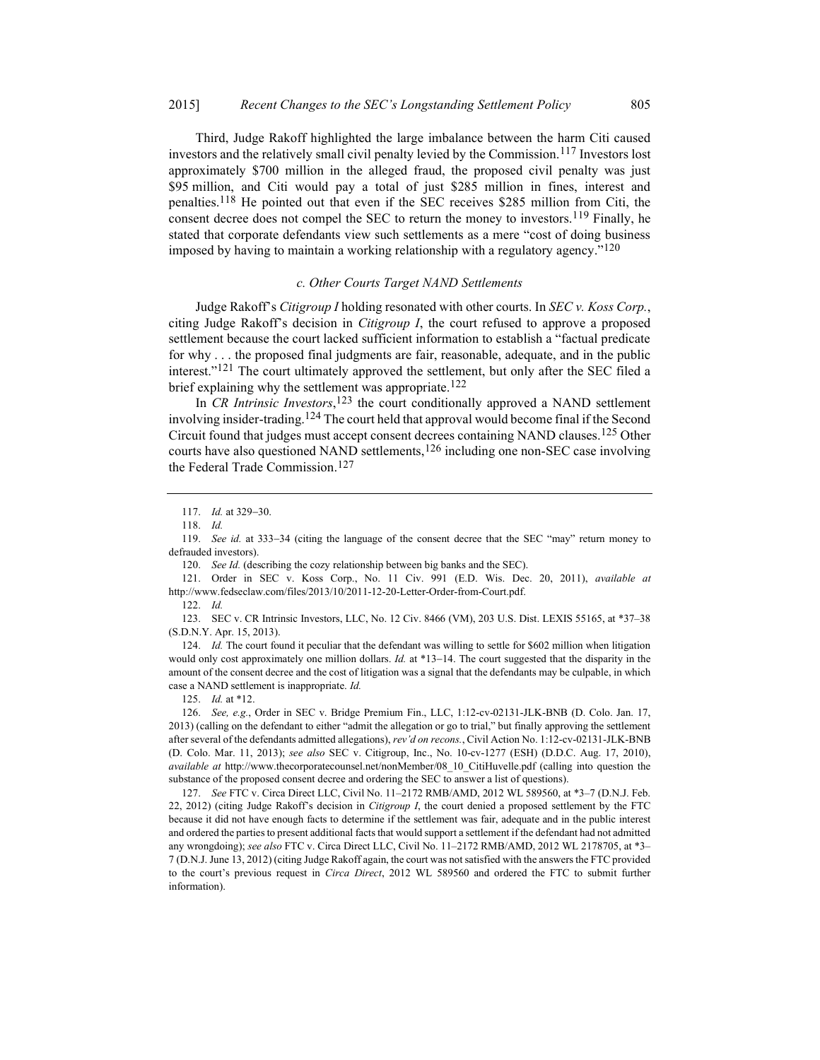Third, Judge Rakoff highlighted the large imbalance between the harm Citi caused investors and the relatively small civil penalty levied by the Commission.[117] Investors lost approximately $700 million in the alleged fraud, the proposed civil penalty was just $95 million, and Citi would pay a total of just $285 million in fines, interest and penalties.[118] He pointed out that even if the SEC receives $285 million from Citi, the consent decree does not compel the SEC to return the money to investors.[119] Finally, he stated that corporate defendants view such settlements as a mere "cost of doing business imposed by having to maintain a working relationship with a regulatory agency."[120]

#### *c. Other Courts Target NAND Settlements*

Judge Rakoff's *Citigroup I* holding resonated with other courts. In *SEC v. Koss Corp.*, citing Judge Rakoff's decision in *Citigroup I*, the court refused to approve a proposed settlement because the court lacked sufficient information to establish a "factual predicate for why . . . the proposed final judgments are fair, reasonable, adequate, and in the public interest."[121] The court ultimately approved the settlement, but only after the SEC filed a brief explaining why the settlement was appropriate.[122]

In *CR Intrinsic Investors*,[123] the court conditionally approved a NAND settlement involving insider-trading.[124] The court held that approval would become final if the Second Circuit found that judges must accept consent decrees containing NAND clauses.[125] Other courts have also questioned NAND settlements,[126] including one non-SEC case involving the Federal Trade Commission.[127]

---

117. *Id.* at 329–30.

118. *Id.*

119. *See id.* at 333–34 (citing the language of the consent decree that the SEC "may" return money to defrauded investors).

120. *See Id.* (describing the cozy relationship between big banks and the SEC).

121. Order in SEC v. Koss Corp., No. 11 Civ. 991 (E.D. Wis. Dec. 20, 2011), *available at* http://www.fedseclaw.com/files/2013/10/2011-12-20-Letter-Order-from-Court.pdf.

122. *Id.*

123. SEC v. CR Intrinsic Investors, LLC, No. 12 Civ. 8466 (VM), 203 U.S. Dist. LEXIS 55165, at *37–38 (S.D.N.Y. Apr. 15, 2013).

124. *Id.* The court found it peculiar that the defendant was willing to settle for $602 million when litigation would only cost approximately one million dollars. *Id.* at *13–14. The court suggested that the disparity in the amount of the consent decree and the cost of litigation was a signal that the defendants may be culpable, in which case a NAND settlement is inappropriate. *Id.*

125. *Id.* at *12.

126. *See, e.g.*, Order in SEC v. Bridge Premium Fin., LLC, 1:12-cv-02131-JLK-BNB (D. Colo. Jan. 17, 2013) (calling on the defendant to either "admit the allegation or go to trial," but finally approving the settlement after several of the defendants admitted allegations), *rev'd on recons.*, Civil Action No. 1:12-cv-02131-JLK-BNB (D. Colo. Mar. 11, 2013); *see also* SEC v. Citigroup, Inc., No. 10-cv-1277 (ESH) (D.D.C. Aug. 17, 2010), *available at* http://www.thecorporatecounsel.net/nonMember/08_10_CitiHuvelle.pdf (calling into question the substance of the proposed consent decree and ordering the SEC to answer a list of questions).

127. *See* FTC v. Circa Direct LLC, Civil No. 11–2172 RMB/AMD, 2012 WL 589560, at *3–7 (D.N.J. Feb. 22, 2012) (citing Judge Rakoff's decision in *Citigroup I*, the court denied a proposed settlement by the FTC because it did not have enough facts to determine if the settlement was fair, adequate and in the public interest and ordered the parties to present additional facts that would support a settlement if the defendant had not admitted any wrongdoing); *see also* FTC v. Circa Direct LLC, Civil No. 11–2172 RMB/AMD, 2012 WL 2178705, at *3–7 (D.N.J. June 13, 2012) (citing Judge Rakoff again, the court was not satisfied with the answers the FTC provided to the court's previous request in *Circa Direct*, 2012 WL 589560 and ordered the FTC to submit further information).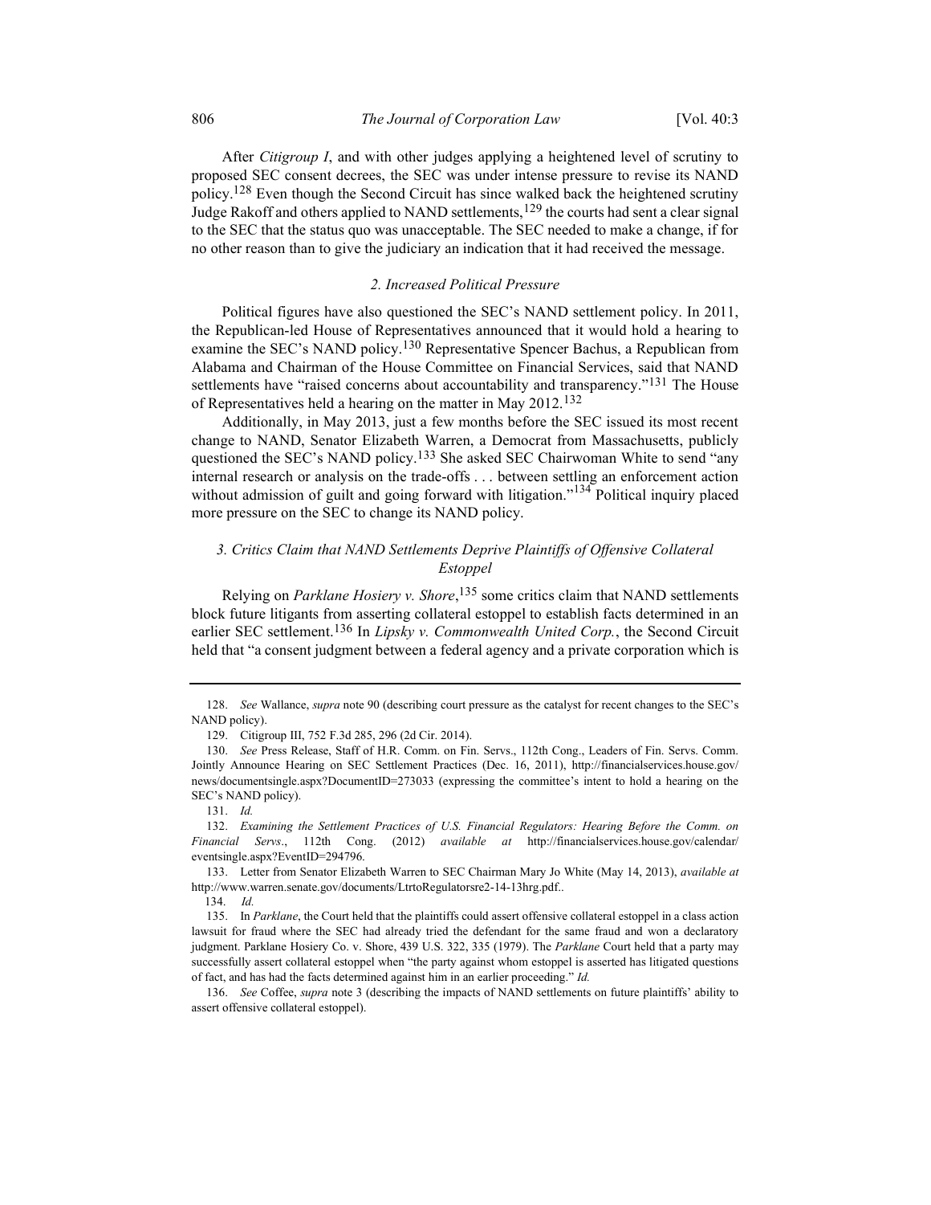After *Citigroup I*, and with other judges applying a heightened level of scrutiny to proposed SEC consent decrees, the SEC was under intense pressure to revise its NAND policy.[128] Even though the Second Circuit has since walked back the heightened scrutiny Judge Rakoff and others applied to NAND settlements,[129] the courts had sent a clear signal to the SEC that the status quo was unacceptable. The SEC needed to make a change, if for no other reason than to give the judiciary an indication that it had received the message.

### *2. Increased Political Pressure*

Political figures have also questioned the SEC's NAND settlement policy. In 2011, the Republican-led House of Representatives announced that it would hold a hearing to examine the SEC's NAND policy.[130] Representative Spencer Bachus, a Republican from Alabama and Chairman of the House Committee on Financial Services, said that NAND settlements have "raised concerns about accountability and transparency."[131] The House of Representatives held a hearing on the matter in May 2012.[132]

Additionally, in May 2013, just a few months before the SEC issued its most recent change to NAND, Senator Elizabeth Warren, a Democrat from Massachusetts, publicly questioned the SEC's NAND policy.[133] She asked SEC Chairwoman White to send "any internal research or analysis on the trade-offs . . . between settling an enforcement action without admission of guilt and going forward with litigation."[134] Political inquiry placed more pressure on the SEC to change its NAND policy.

### *3. Critics Claim that NAND Settlements Deprive Plaintiffs of Offensive Collateral Estoppel*

Relying on *Parklane Hosiery v. Shore*,[135] some critics claim that NAND settlements block future litigants from asserting collateral estoppel to establish facts determined in an earlier SEC settlement.[136] In *Lipsky v. Commonwealth United Corp.*, the Second Circuit held that "a consent judgment between a federal agency and a private corporation which is

---

128. *See* Wallance, *supra* note 90 (describing court pressure as the catalyst for recent changes to the SEC's NAND policy).

129. Citigroup III, 752 F.3d 285, 296 (2d Cir. 2014).

130. *See* Press Release, Staff of H.R. Comm. on Fin. Servs., 112th Cong., Leaders of Fin. Servs. Comm. Jointly Announce Hearing on SEC Settlement Practices (Dec. 16, 2011), http://financialservices.house.gov/news/documentsingle.aspx?DocumentID=273033 (expressing the committee's intent to hold a hearing on the SEC's NAND policy).

131. *Id.*

132. *Examining the Settlement Practices of U.S. Financial Regulators: Hearing Before the Comm. on Financial Servs*., 112th Cong. (2012) *available at* http://financialservices.house.gov/calendar/eventsingle.aspx?EventID=294796.

133. Letter from Senator Elizabeth Warren to SEC Chairman Mary Jo White (May 14, 2013), *available at* http://www.warren.senate.gov/documents/LtrtoRegulatorsre2-14-13hrg.pdf..

134. *Id.*

135. In *Parklane*, the Court held that the plaintiffs could assert offensive collateral estoppel in a class action lawsuit for fraud where the SEC had already tried the defendant for the same fraud and won a declaratory judgment. Parklane Hosiery Co. v. Shore, 439 U.S. 322, 335 (1979). The *Parklane* Court held that a party may successfully assert collateral estoppel when "the party against whom estoppel is asserted has litigated questions of fact, and has had the facts determined against him in an earlier proceeding." *Id.*

136. *See* Coffee, *supra* note 3 (describing the impacts of NAND settlements on future plaintiffs' ability to assert offensive collateral estoppel).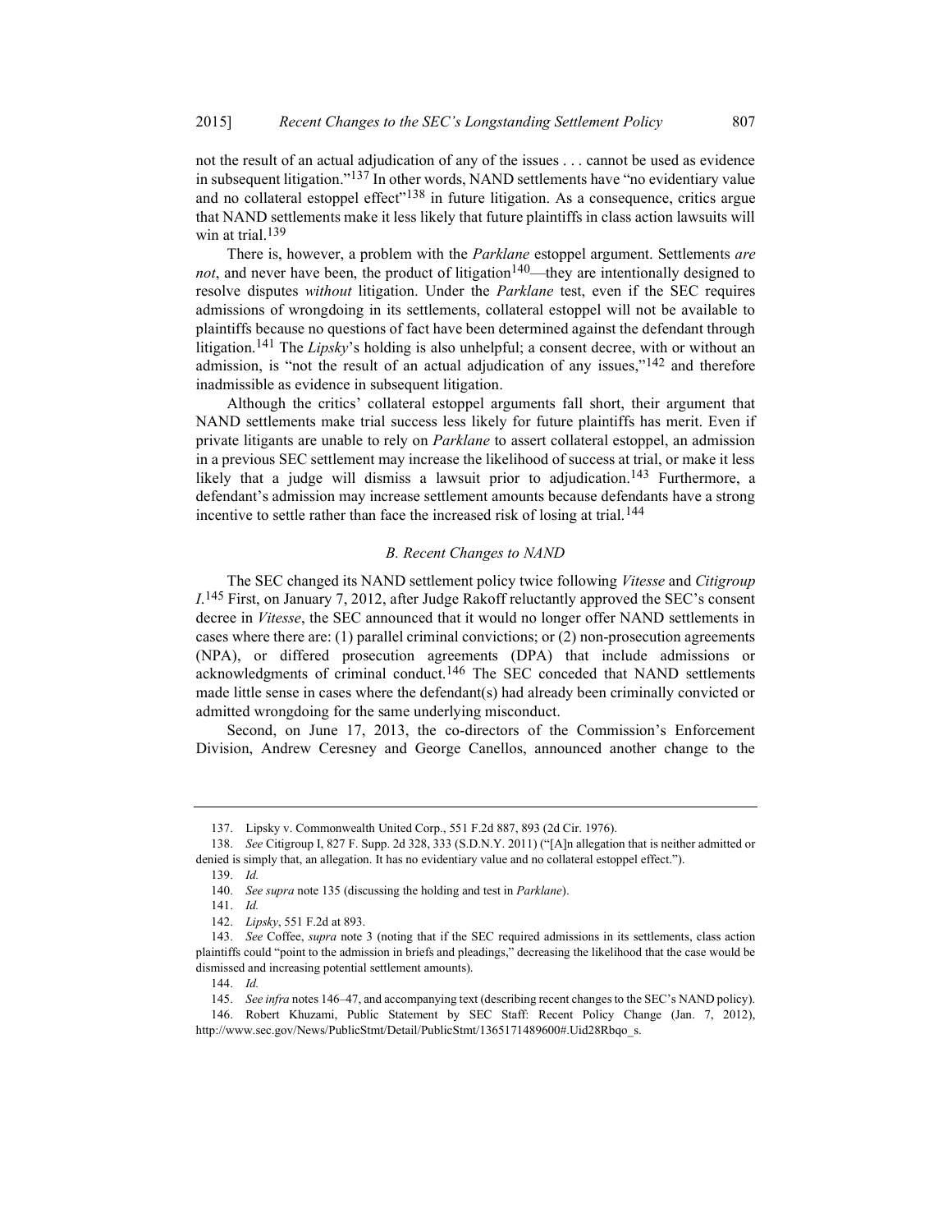not the result of an actual adjudication of any of the issues . . . cannot be used as evidence in subsequent litigation."[137] In other words, NAND settlements have "no evidentiary value and no collateral estoppel effect"[138] in future litigation. As a consequence, critics argue that NAND settlements make it less likely that future plaintiffs in class action lawsuits will win at trial.[139]

There is, however, a problem with the *Parklane* estoppel argument. Settlements *are not*, and never have been, the product of litigation[140]—they are intentionally designed to resolve disputes *without* litigation. Under the *Parklane* test, even if the SEC requires admissions of wrongdoing in its settlements, collateral estoppel will not be available to plaintiffs because no questions of fact have been determined against the defendant through litigation.[141] The *Lipsky*'s holding is also unhelpful; a consent decree, with or without an admission, is "not the result of an actual adjudication of any issues,"[142] and therefore inadmissible as evidence in subsequent litigation.

Although the critics' collateral estoppel arguments fall short, their argument that NAND settlements make trial success less likely for future plaintiffs has merit. Even if private litigants are unable to rely on *Parklane* to assert collateral estoppel, an admission in a previous SEC settlement may increase the likelihood of success at trial, or make it less likely that a judge will dismiss a lawsuit prior to adjudication.[143] Furthermore, a defendant's admission may increase settlement amounts because defendants have a strong incentive to settle rather than face the increased risk of losing at trial.[144]

### *B. Recent Changes to NAND*

The SEC changed its NAND settlement policy twice following *Vitesse* and *Citigroup I*.[145] First, on January 7, 2012, after Judge Rakoff reluctantly approved the SEC's consent decree in *Vitesse*, the SEC announced that it would no longer offer NAND settlements in cases where there are: (1) parallel criminal convictions; or (2) non-prosecution agreements (NPA), or differed prosecution agreements (DPA) that include admissions or acknowledgments of criminal conduct.[146] The SEC conceded that NAND settlements made little sense in cases where the defendant(s) had already been criminally convicted or admitted wrongdoing for the same underlying misconduct.

Second, on June 17, 2013, the co-directors of the Commission's Enforcement Division, Andrew Ceresney and George Canellos, announced another change to the

---

137. Lipsky v. Commonwealth United Corp., 551 F.2d 887, 893 (2d Cir. 1976).

138. *See* Citigroup I, 827 F. Supp. 2d 328, 333 (S.D.N.Y. 2011) ("[A]n allegation that is neither admitted or denied is simply that, an allegation. It has no evidentiary value and no collateral estoppel effect.").

139. *Id.*

140. *See supra* note 135 (discussing the holding and test in *Parklane*).

141. *Id.*

142. *Lipsky*, 551 F.2d at 893.

143. *See* Coffee, *supra* note 3 (noting that if the SEC required admissions in its settlements, class action plaintiffs could "point to the admission in briefs and pleadings," decreasing the likelihood that the case would be dismissed and increasing potential settlement amounts).

144. *Id.*

145. *See infra* notes 146–47, and accompanying text (describing recent changes to the SEC's NAND policy).

146. Robert Khuzami, Public Statement by SEC Staff: Recent Policy Change (Jan. 7, 2012), http://www.sec.gov/News/PublicStmt/Detail/PublicStmt/1365171489600#.Uid28Rbqo_s.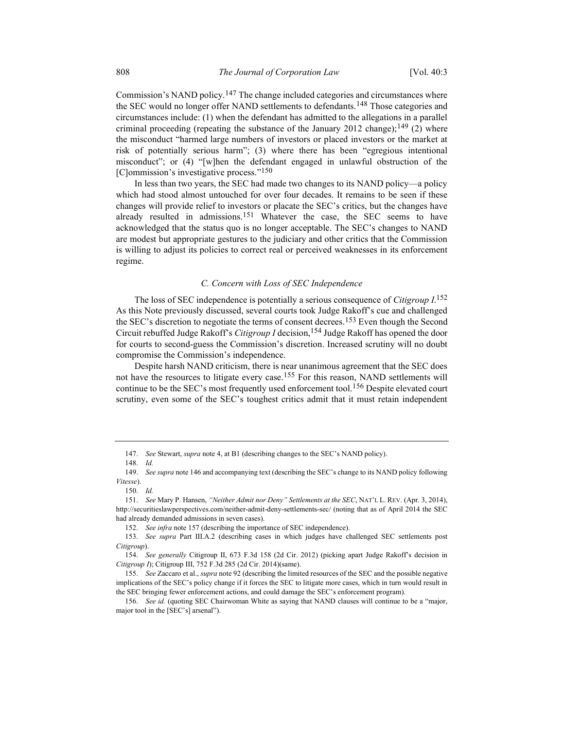Commission's NAND policy.[147] The change included categories and circumstances where the SEC would no longer offer NAND settlements to defendants.[148] Those categories and circumstances include: (1) when the defendant has admitted to the allegations in a parallel criminal proceeding (repeating the substance of the January 2012 change);[149] (2) where the misconduct "harmed large numbers of investors or placed investors or the market at risk of potentially serious harm"; (3) where there has been "egregious intentional misconduct"; or (4) "[w]hen the defendant engaged in unlawful obstruction of the [C]ommission's investigative process."[150]

In less than two years, the SEC had made two changes to its NAND policy—a policy which had stood almost untouched for over four decades. It remains to be seen if these changes will provide relief to investors or placate the SEC's critics, but the changes have already resulted in admissions.[151] Whatever the case, the SEC seems to have acknowledged that the status quo is no longer acceptable. The SEC's changes to NAND are modest but appropriate gestures to the judiciary and other critics that the Commission is willing to adjust its policies to correct real or perceived weaknesses in its enforcement regime.

### *C. Concern with Loss of SEC Independence*

The loss of SEC independence is potentially a serious consequence of *Citigroup I*.[152] As this Note previously discussed, several courts took Judge Rakoff's cue and challenged the SEC's discretion to negotiate the terms of consent decrees.[153] Even though the Second Circuit rebuffed Judge Rakoff's *Citigroup I* decision,[154] Judge Rakoff has opened the door for courts to second-guess the Commission's discretion. Increased scrutiny will no doubt compromise the Commission's independence.

Despite harsh NAND criticism, there is near unanimous agreement that the SEC does not have the resources to litigate every case.[155] For this reason, NAND settlements will continue to be the SEC's most frequently used enforcement tool.[156] Despite elevated court scrutiny, even some of the SEC's toughest critics admit that it must retain independent

---

147. *See* Stewart, *supra* note 4, at B1 (describing changes to the SEC's NAND policy).

148. *Id.*

149. *See supra* note 146 and accompanying text (describing the SEC's change to its NAND policy following *Vitesse*).

150. *Id.*

151. *See* Mary P. Hansen, *"Neither Admit nor Deny" Settlements at the SEC*, NAT'L L. REV. (Apr. 3, 2014), http://securitieslawperspectives.com/neither-admit-deny-settlements-sec/ (noting that as of April 2014 the SEC had already demanded admissions in seven cases).

152. *See infra* note 157 (describing the importance of SEC independence).

153. *See supra* Part III.A.2 (describing cases in which judges have challenged SEC settlements post *Citigroup*).

154. *See generally* Citigroup II, 673 F.3d 158 (2d Cir. 2012) (picking apart Judge Rakoff's decision in *Citigroup I*); Citigroup III, 752 F.3d 285 (2d Cir. 2014)(same).

155. *See* Zaccaro et al., *supra* note 92 (describing the limited resources of the SEC and the possible negative implications of the SEC's policy change if it forces the SEC to litigate more cases, which in turn would result in the SEC bringing fewer enforcement actions, and could damage the SEC's enforcement program).

156. *See id.* (quoting SEC Chairwoman White as saying that NAND clauses will continue to be a "major, major tool in the [SEC's] arsenal").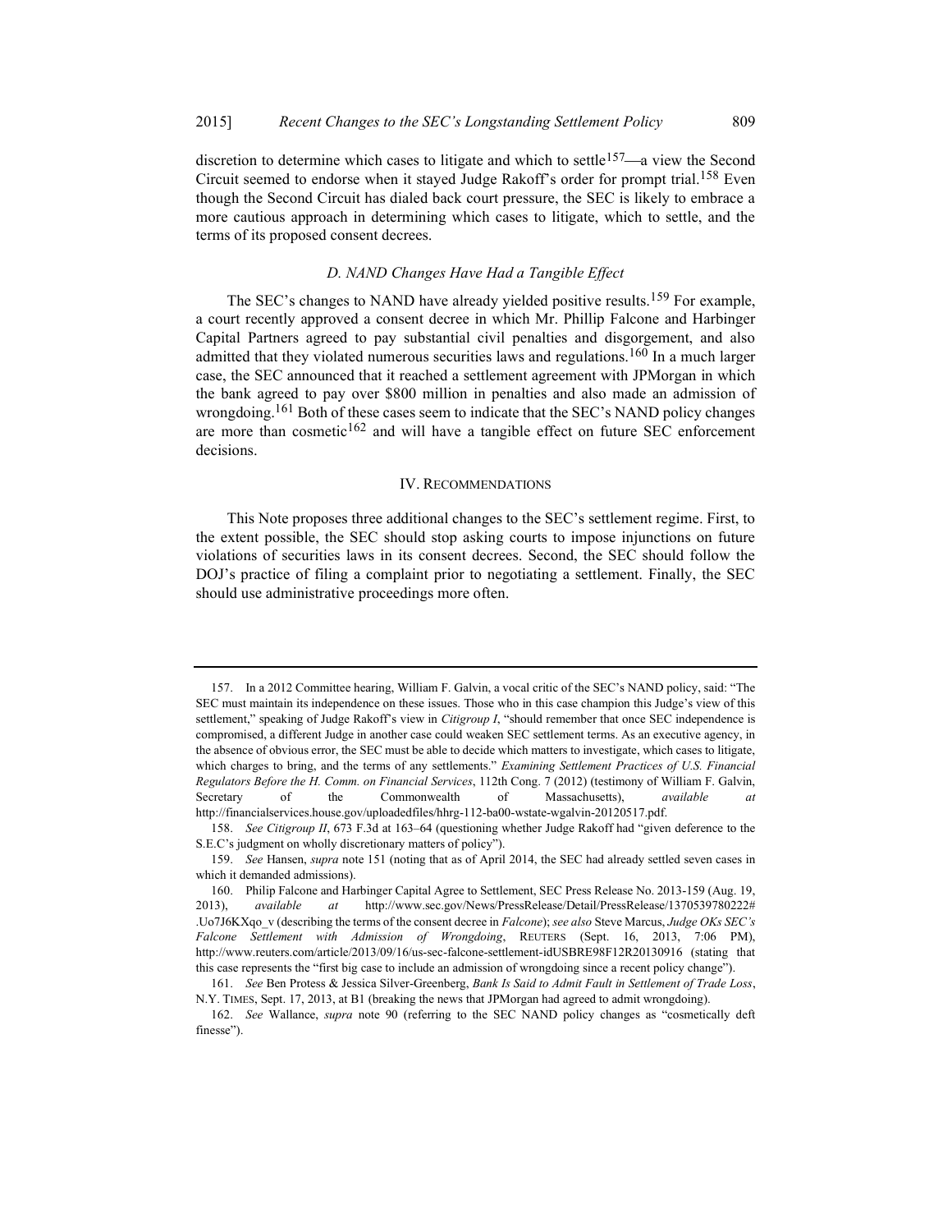discretion to determine which cases to litigate and which to settle[157]—a view the Second Circuit seemed to endorse when it stayed Judge Rakoff's order for prompt trial.[158] Even though the Second Circuit has dialed back court pressure, the SEC is likely to embrace a more cautious approach in determining which cases to litigate, which to settle, and the terms of its proposed consent decrees.

### *D. NAND Changes Have Had a Tangible Effect*

The SEC's changes to NAND have already yielded positive results.[159] For example, a court recently approved a consent decree in which Mr. Phillip Falcone and Harbinger Capital Partners agreed to pay substantial civil penalties and disgorgement, and also admitted that they violated numerous securities laws and regulations.[160] In a much larger case, the SEC announced that it reached a settlement agreement with JPMorgan in which the bank agreed to pay over $800 million in penalties and also made an admission of wrongdoing.[161] Both of these cases seem to indicate that the SEC's NAND policy changes are more than cosmetic[162] and will have a tangible effect on future SEC enforcement decisions.

## IV. RECOMMENDATIONS

This Note proposes three additional changes to the SEC's settlement regime. First, to the extent possible, the SEC should stop asking courts to impose injunctions on future violations of securities laws in its consent decrees. Second, the SEC should follow the DOJ's practice of filing a complaint prior to negotiating a settlement. Finally, the SEC should use administrative proceedings more often.

---

157. In a 2012 Committee hearing, William F. Galvin, a vocal critic of the SEC's NAND policy, said: "The SEC must maintain its independence on these issues. Those who in this case champion this Judge's view of this settlement," speaking of Judge Rakoff's view in *Citigroup I*, "should remember that once SEC independence is compromised, a different Judge in another case could weaken SEC settlement terms. As an executive agency, in the absence of obvious error, the SEC must be able to decide which matters to investigate, which cases to litigate, which charges to bring, and the terms of any settlements." *Examining Settlement Practices of U.S. Financial Regulators Before the H. Comm. on Financial Services*, 112th Cong. 7 (2012) (testimony of William F. Galvin, Secretary of the Commonwealth of Massachusetts), *available at* http://financialservices.house.gov/uploadedfiles/hhrg-112-ba00-wstate-wgalvin-20120517.pdf.

158. *See Citigroup II*, 673 F.3d at 163–64 (questioning whether Judge Rakoff had "given deference to the S.E.C's judgment on wholly discretionary matters of policy").

159. *See* Hansen, *supra* note 151 (noting that as of April 2014, the SEC had already settled seven cases in which it demanded admissions).

160. Philip Falcone and Harbinger Capital Agree to Settlement, SEC Press Release No. 2013-159 (Aug. 19, 2013), *available at* http://www.sec.gov/News/PressRelease/Detail/PressRelease/1370539780222#.Uo7J6KXqo_v (describing the terms of the consent decree in *Falcone*); *see also* Steve Marcus, *Judge OKs SEC's Falcone Settlement with Admission of Wrongdoing*, REUTERS (Sept. 16, 2013, 7:06 PM), http://www.reuters.com/article/2013/09/16/us-sec-falcone-settlement-idUSBRE98F12R20130916 (stating that this case represents the "first big case to include an admission of wrongdoing since a recent policy change").

161. *See* Ben Protess & Jessica Silver-Greenberg, *Bank Is Said to Admit Fault in Settlement of Trade Loss*, N.Y. TIMES, Sept. 17, 2013, at B1 (breaking the news that JPMorgan had agreed to admit wrongdoing).

162. *See* Wallance, *supra* note 90 (referring to the SEC NAND policy changes as "cosmetically deft finesse").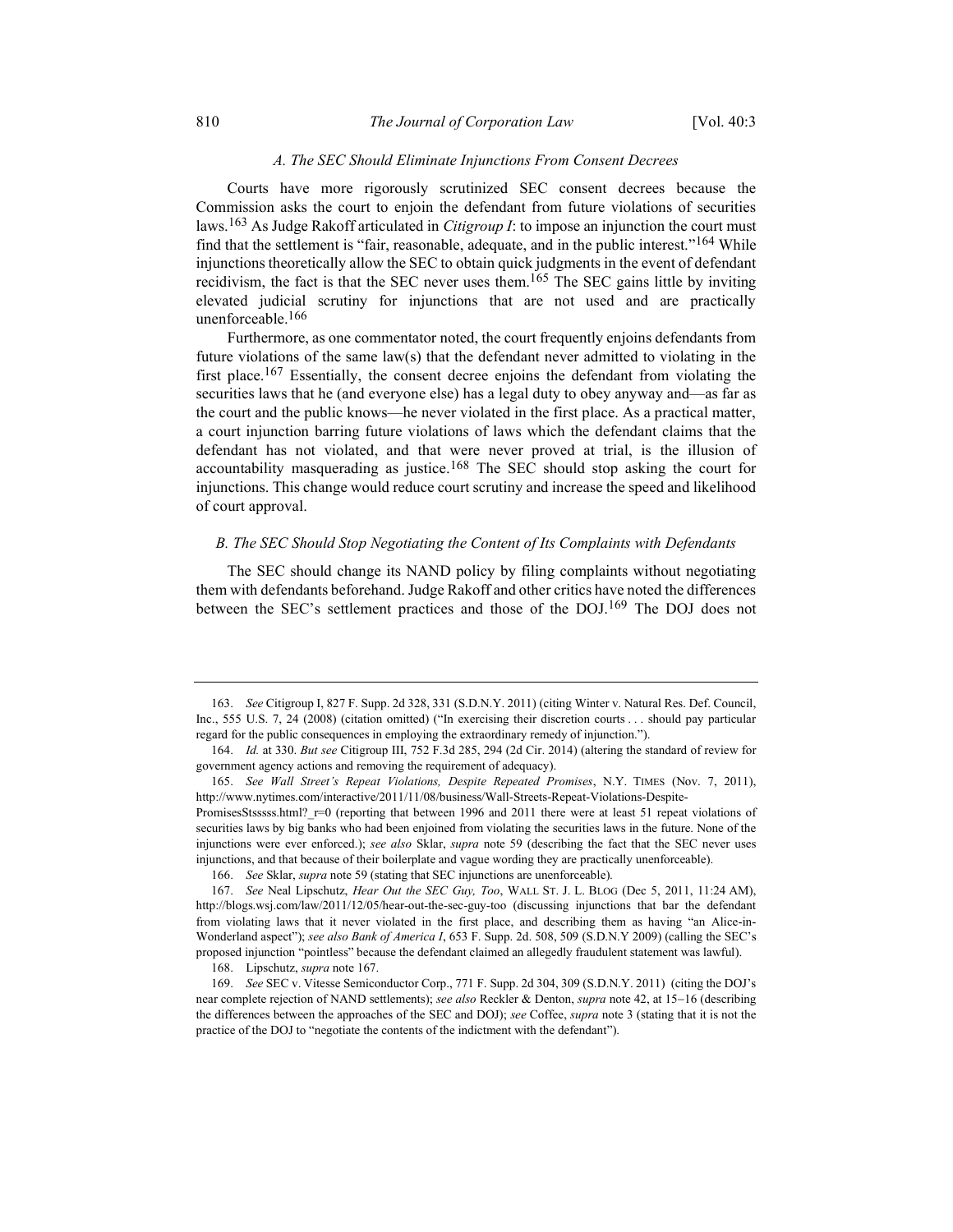### *A. The SEC Should Eliminate Injunctions From Consent Decrees*

Courts have more rigorously scrutinized SEC consent decrees because the Commission asks the court to enjoin the defendant from future violations of securities laws.[163] As Judge Rakoff articulated in *Citigroup I*: to impose an injunction the court must find that the settlement is "fair, reasonable, adequate, and in the public interest."[164] While injunctions theoretically allow the SEC to obtain quick judgments in the event of defendant recidivism, the fact is that the SEC never uses them.[165] The SEC gains little by inviting elevated judicial scrutiny for injunctions that are not used and are practically unenforceable.[166]

Furthermore, as one commentator noted, the court frequently enjoins defendants from future violations of the same law(s) that the defendant never admitted to violating in the first place.[167] Essentially, the consent decree enjoins the defendant from violating the securities laws that he (and everyone else) has a legal duty to obey anyway and—as far as the court and the public knows—he never violated in the first place. As a practical matter, a court injunction barring future violations of laws which the defendant claims that the defendant has not violated, and that were never proved at trial, is the illusion of accountability masquerading as justice.[168] The SEC should stop asking the court for injunctions. This change would reduce court scrutiny and increase the speed and likelihood of court approval.

### *B. The SEC Should Stop Negotiating the Content of Its Complaints with Defendants*

The SEC should change its NAND policy by filing complaints without negotiating them with defendants beforehand. Judge Rakoff and other critics have noted the differences between the SEC's settlement practices and those of the DOJ.[169] The DOJ does not

---

163. *See* Citigroup I, 827 F. Supp. 2d 328, 331 (S.D.N.Y. 2011) (citing Winter v. Natural Res. Def. Council, Inc., 555 U.S. 7, 24 (2008) (citation omitted) ("In exercising their discretion courts . . . should pay particular regard for the public consequences in employing the extraordinary remedy of injunction.").

164. *Id.* at 330. *But see* Citigroup III, 752 F.3d 285, 294 (2d Cir. 2014) (altering the standard of review for government agency actions and removing the requirement of adequacy).

165. *See Wall Street's Repeat Violations, Despite Repeated Promises*, N.Y. TIMES (Nov. 7, 2011), http://www.nytimes.com/interactive/2011/11/08/business/Wall-Streets-Repeat-Violations-Despite-PromisesStsssss.html?_r=0 (reporting that between 1996 and 2011 there were at least 51 repeat violations of securities laws by big banks who had been enjoined from violating the securities laws in the future. None of the injunctions were ever enforced.); *see also* Sklar, *supra* note 59 (describing the fact that the SEC never uses injunctions, and that because of their boilerplate and vague wording they are practically unenforceable).

166. *See* Sklar, *supra* note 59 (stating that SEC injunctions are unenforceable).

167. *See* Neal Lipschutz, *Hear Out the SEC Guy, Too*, WALL ST. J. L. BLOG (Dec 5, 2011, 11:24 AM), http://blogs.wsj.com/law/2011/12/05/hear-out-the-sec-guy-too (discussing injunctions that bar the defendant from violating laws that it never violated in the first place, and describing them as having "an Alice-in-Wonderland aspect"); *see also Bank of America I*, 653 F. Supp. 2d. 508, 509 (S.D.N.Y 2009) (calling the SEC's proposed injunction "pointless" because the defendant claimed an allegedly fraudulent statement was lawful).

168. Lipschutz, *supra* note 167.

169. *See* SEC v. Vitesse Semiconductor Corp., 771 F. Supp. 2d 304, 309 (S.D.N.Y. 2011) (citing the DOJ's near complete rejection of NAND settlements); *see also* Reckler & Denton, *supra* note 42, at 15−16 (describing the differences between the approaches of the SEC and DOJ); *see* Coffee, *supra* note 3 (stating that it is not the practice of the DOJ to "negotiate the contents of the indictment with the defendant").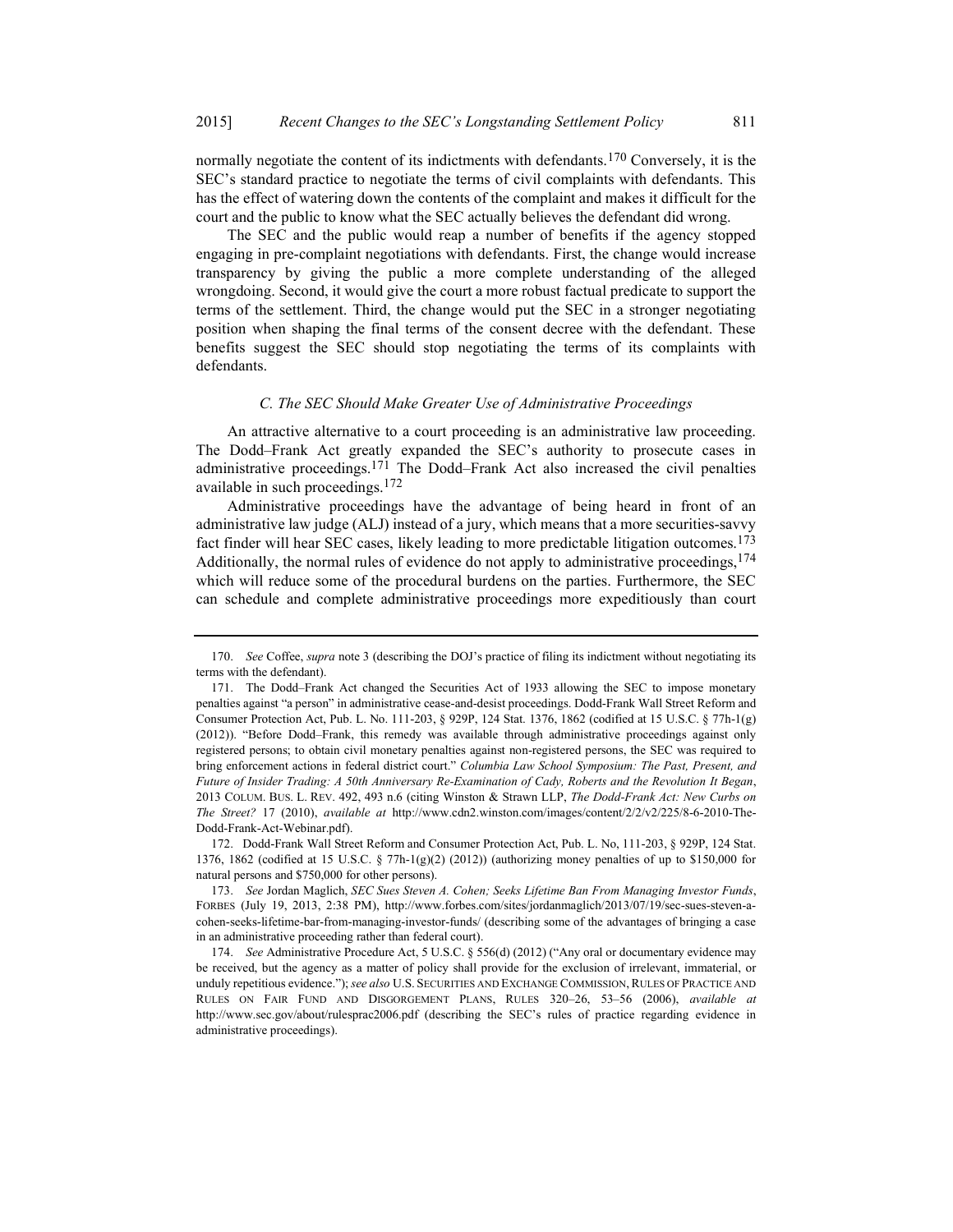normally negotiate the content of its indictments with defendants.[170] Conversely, it is the SEC's standard practice to negotiate the terms of civil complaints with defendants. This has the effect of watering down the contents of the complaint and makes it difficult for the court and the public to know what the SEC actually believes the defendant did wrong.

The SEC and the public would reap a number of benefits if the agency stopped engaging in pre-complaint negotiations with defendants. First, the change would increase transparency by giving the public a more complete understanding of the alleged wrongdoing. Second, it would give the court a more robust factual predicate to support the terms of the settlement. Third, the change would put the SEC in a stronger negotiating position when shaping the final terms of the consent decree with the defendant. These benefits suggest the SEC should stop negotiating the terms of its complaints with defendants.

### *C. The SEC Should Make Greater Use of Administrative Proceedings*

An attractive alternative to a court proceeding is an administrative law proceeding. The Dodd–Frank Act greatly expanded the SEC's authority to prosecute cases in administrative proceedings.[171] The Dodd–Frank Act also increased the civil penalties available in such proceedings.[172]

Administrative proceedings have the advantage of being heard in front of an administrative law judge (ALJ) instead of a jury, which means that a more securities-savvy fact finder will hear SEC cases, likely leading to more predictable litigation outcomes.[173] Additionally, the normal rules of evidence do not apply to administrative proceedings,[174] which will reduce some of the procedural burdens on the parties. Furthermore, the SEC can schedule and complete administrative proceedings more expeditiously than court

---

170. *See* Coffee, *supra* note 3 (describing the DOJ's practice of filing its indictment without negotiating its terms with the defendant).

171. The Dodd–Frank Act changed the Securities Act of 1933 allowing the SEC to impose monetary penalties against "a person" in administrative cease-and-desist proceedings. Dodd-Frank Wall Street Reform and Consumer Protection Act, Pub. L. No. 111-203, § 929P, 124 Stat. 1376, 1862 (codified at 15 U.S.C. § 77h-1(g) (2012)). "Before Dodd–Frank, this remedy was available through administrative proceedings against only registered persons; to obtain civil monetary penalties against non-registered persons, the SEC was required to bring enforcement actions in federal district court." *Columbia Law School Symposium: The Past, Present, and Future of Insider Trading: A 50th Anniversary Re-Examination of Cady, Roberts and the Revolution It Began*, 2013 COLUM. BUS. L. REV. 492, 493 n.6 (citing Winston & Strawn LLP, *The Dodd-Frank Act: New Curbs on The Street?* 17 (2010), *available at* http://www.cdn2.winston.com/images/content/2/2/v2/225/8-6-2010-The-Dodd-Frank-Act-Webinar.pdf).

172. Dodd-Frank Wall Street Reform and Consumer Protection Act, Pub. L. No, 111-203, § 929P, 124 Stat. 1376, 1862 (codified at 15 U.S.C. § 77h-1(g)(2) (2012)) (authorizing money penalties of up to $150,000 for natural persons and $750,000 for other persons).

173. *See* Jordan Maglich, *SEC Sues Steven A. Cohen; Seeks Lifetime Ban From Managing Investor Funds*, FORBES (July 19, 2013, 2:38 PM), http://www.forbes.com/sites/jordanmaglich/2013/07/19/sec-sues-steven-a-cohen-seeks-lifetime-bar-from-managing-investor-funds/ (describing some of the advantages of bringing a case in an administrative proceeding rather than federal court).

174. *See* Administrative Procedure Act, 5 U.S.C. § 556(d) (2012) ("Any oral or documentary evidence may be received, but the agency as a matter of policy shall provide for the exclusion of irrelevant, immaterial, or unduly repetitious evidence."); *see also* U.S. SECURITIES AND EXCHANGE COMMISSION, RULES OF PRACTICE AND RULES ON FAIR FUND AND DISGORGEMENT PLANS, RULES 320–26, 53–56 (2006), *available at* http://www.sec.gov/about/rulesprac2006.pdf (describing the SEC's rules of practice regarding evidence in administrative proceedings).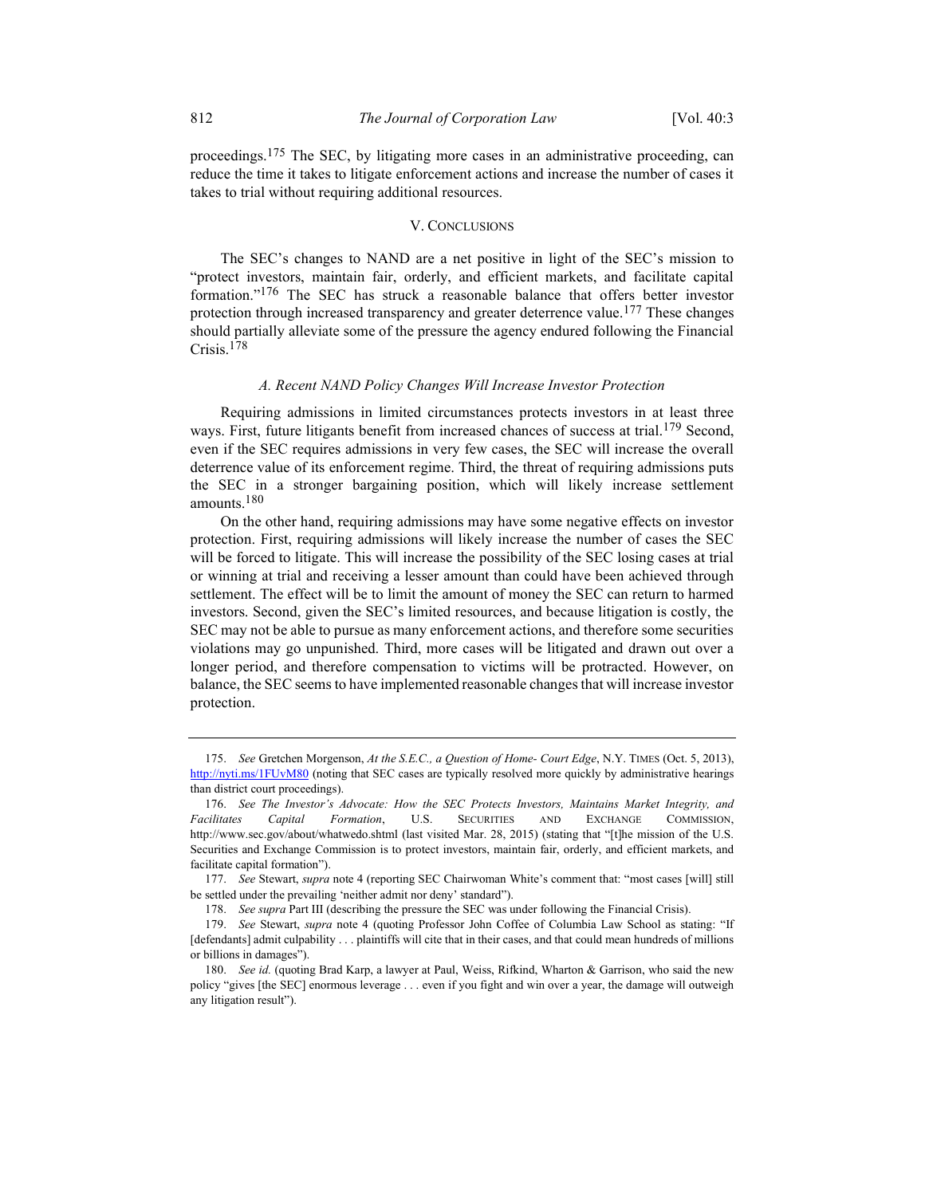proceedings.[175] The SEC, by litigating more cases in an administrative proceeding, can reduce the time it takes to litigate enforcement actions and increase the number of cases it takes to trial without requiring additional resources.

## V. CONCLUSIONS

The SEC's changes to NAND are a net positive in light of the SEC's mission to "protect investors, maintain fair, orderly, and efficient markets, and facilitate capital formation."[176] The SEC has struck a reasonable balance that offers better investor protection through increased transparency and greater deterrence value.[177] These changes should partially alleviate some of the pressure the agency endured following the Financial Crisis.[178]

### *A. Recent NAND Policy Changes Will Increase Investor Protection*

Requiring admissions in limited circumstances protects investors in at least three ways. First, future litigants benefit from increased chances of success at trial.[179] Second, even if the SEC requires admissions in very few cases, the SEC will increase the overall deterrence value of its enforcement regime. Third, the threat of requiring admissions puts the SEC in a stronger bargaining position, which will likely increase settlement amounts.[180]

On the other hand, requiring admissions may have some negative effects on investor protection. First, requiring admissions will likely increase the number of cases the SEC will be forced to litigate. This will increase the possibility of the SEC losing cases at trial or winning at trial and receiving a lesser amount than could have been achieved through settlement. The effect will be to limit the amount of money the SEC can return to harmed investors. Second, given the SEC's limited resources, and because litigation is costly, the SEC may not be able to pursue as many enforcement actions, and therefore some securities violations may go unpunished. Third, more cases will be litigated and drawn out over a longer period, and therefore compensation to victims will be protracted. However, on balance, the SEC seems to have implemented reasonable changes that will increase investor protection.

---

175. *See* Gretchen Morgenson, *At the S.E.C., a Question of Home- Court Edge*, N.Y. TIMES (Oct. 5, 2013), http://nyti.ms/1FUvM80 (noting that SEC cases are typically resolved more quickly by administrative hearings than district court proceedings).

176. *See The Investor's Advocate: How the SEC Protects Investors, Maintains Market Integrity, and Facilitates Capital Formation*, U.S. SECURITIES AND EXCHANGE COMMISSION, http://www.sec.gov/about/whatwedo.shtml (last visited Mar. 28, 2015) (stating that "[t]he mission of the U.S. Securities and Exchange Commission is to protect investors, maintain fair, orderly, and efficient markets, and facilitate capital formation").

177. *See* Stewart, *supra* note 4 (reporting SEC Chairwoman White's comment that: "most cases [will] still be settled under the prevailing 'neither admit nor deny' standard").

178. *See supra* Part III (describing the pressure the SEC was under following the Financial Crisis).

179. *See* Stewart, *supra* note 4 (quoting Professor John Coffee of Columbia Law School as stating: "If [defendants] admit culpability . . . plaintiffs will cite that in their cases, and that could mean hundreds of millions or billions in damages").

180. *See id.* (quoting Brad Karp, a lawyer at Paul, Weiss, Rifkind, Wharton & Garrison, who said the new policy "gives [the SEC] enormous leverage . . . even if you fight and win over a year, the damage will outweigh any litigation result").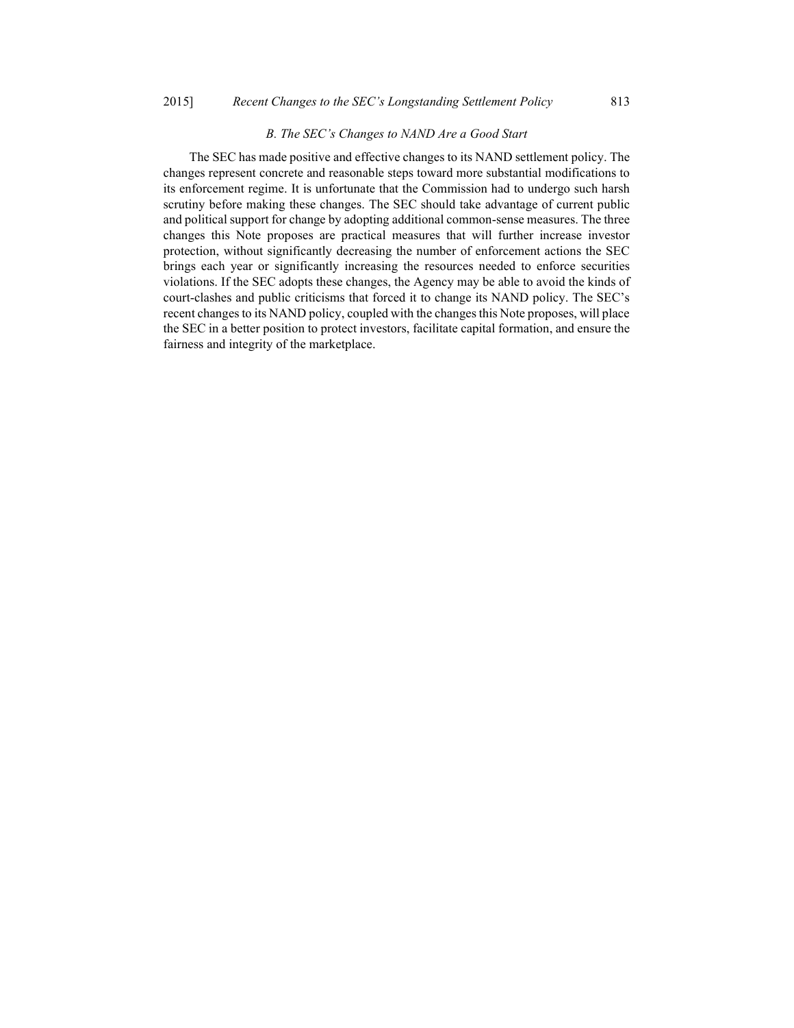### *B. The SEC's Changes to NAND Are a Good Start*

The SEC has made positive and effective changes to its NAND settlement policy. The changes represent concrete and reasonable steps toward more substantial modifications to its enforcement regime. It is unfortunate that the Commission had to undergo such harsh scrutiny before making these changes. The SEC should take advantage of current public and political support for change by adopting additional common-sense measures. The three changes this Note proposes are practical measures that will further increase investor protection, without significantly decreasing the number of enforcement actions the SEC brings each year or significantly increasing the resources needed to enforce securities violations. If the SEC adopts these changes, the Agency may be able to avoid the kinds of court-clashes and public criticisms that forced it to change its NAND policy. The SEC's recent changes to its NAND policy, coupled with the changes this Note proposes, will place the SEC in a better position to protect investors, facilitate capital formation, and ensure the fairness and integrity of the marketplace.